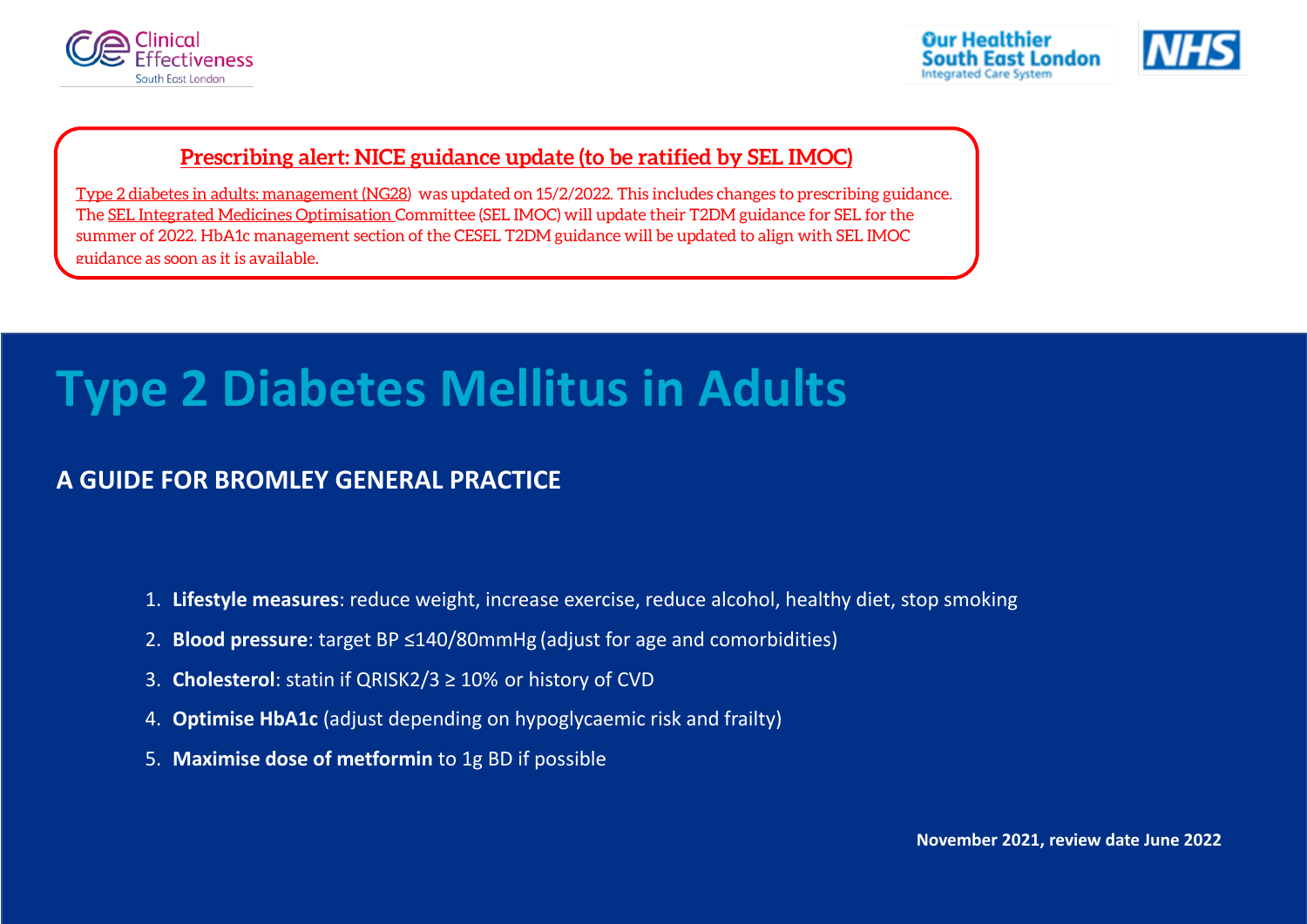**Prescribing alert: NICE guidance update (to be ratified by SEL IMOC)**

Type 2 diabetes in adults: management (NG28) was updated on 15/2/2022. This includes changes to prescribing guidance. The SEL Integrated Medicines Optimisation Committee (SEL IMOC) will update their T2DM guidance for SEL for the summer of 2022. HbA1c management section of the CESEL T2DM guidance will be updated to align with SEL IMOC guidance as soon as it is available.

# Type 2 Diabetes Mellitus in Adults

## A GUIDE FOR BROMLEY GENERAL PRACTICE

1. **Lifestyle measures**: reduce weight, increase exercise, reduce alcohol, healthy diet, stop smoking
2. **Blood pressure**: target BP ≤140/80mmHg (adjust for age and comorbidities)
3. **Cholesterol**: statin if QRISK2/3 ≥ 10% or history of CVD
4. **Optimise HbA1c** (adjust depending on hypoglycaemic risk and frailty)
5. **Maximise dose of metformin** to 1g BD if possible

**November 2021, review date June 2022**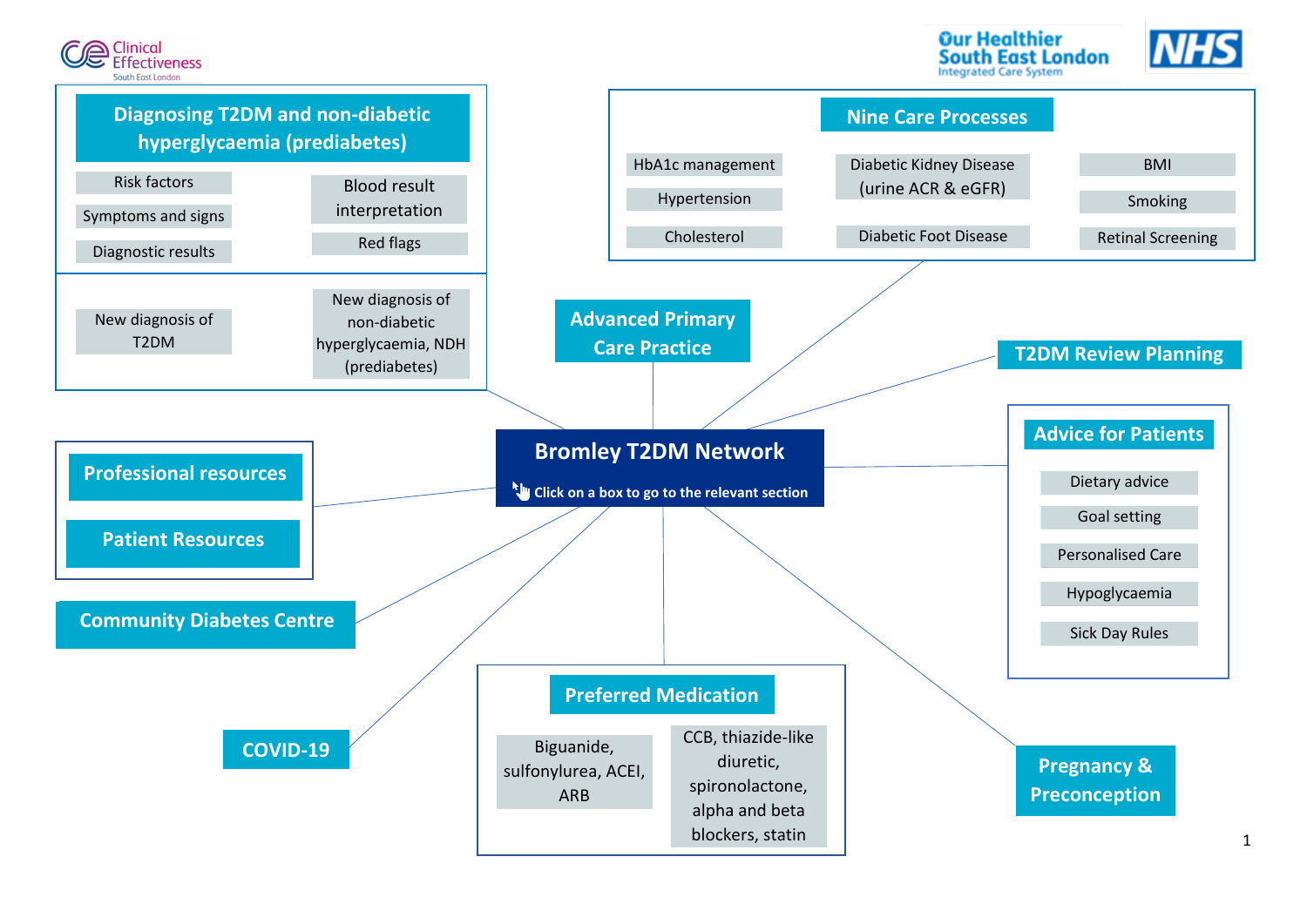# Bromley T2DM Network

Click on a box to go to the relevant section

## Diagnosing T2DM and non-diabetic hyperglycaemia (prediabetes)

- Risk factors
- Symptoms and signs
- Diagnostic results
- Blood result interpretation
- Red flags
- New diagnosis of T2DM
- New diagnosis of non-diabetic hyperglycaemia, NDH (prediabetes)

## Nine Care Processes

- HbA1c management
- Hypertension
- Cholesterol
- Diabetic Kidney Disease (urine ACR & eGFR)
- Diabetic Foot Disease
- BMI
- Smoking
- Retinal Screening

## Advanced Primary Care Practice

## T2DM Review Planning

## Advice for Patients

- Dietary advice
- Goal setting
- Personalised Care
- Hypoglycaemia
- Sick Day Rules

## Professional resources

## Patient Resources

## Community Diabetes Centre

## COVID-19

## Preferred Medication

- Biguanide, sulfonylurea, ACEI, ARB
- CCB, thiazide-like diuretic, spironolactone, alpha and beta blockers, statin

## Pregnancy & Preconception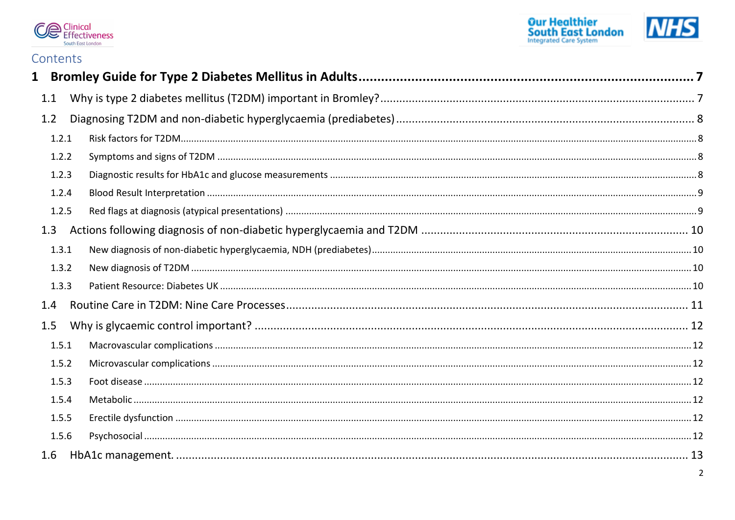## Contents

**1 Bromley Guide for Type 2 Diabetes Mellitus in Adults ....... 7**

1.1 Why is type 2 diabetes mellitus (T2DM) important in Bromley? ....... 7

1.2 Diagnosing T2DM and non-diabetic hyperglycaemia (prediabetes) ....... 8

- 1.2.1 Risk factors for T2DM ....... 8
- 1.2.2 Symptoms and signs of T2DM ....... 8
- 1.2.3 Diagnostic results for HbA1c and glucose measurements ....... 8
- 1.2.4 Blood Result Interpretation ....... 9
- 1.2.5 Red flags at diagnosis (atypical presentations) ....... 9

1.3 Actions following diagnosis of non-diabetic hyperglycaemia and T2DM ....... 10

- 1.3.1 New diagnosis of non-diabetic hyperglycaemia, NDH (prediabetes) ....... 10
- 1.3.2 New diagnosis of T2DM ....... 10
- 1.3.3 Patient Resource: Diabetes UK ....... 10

1.4 Routine Care in T2DM: Nine Care Processes ....... 11

1.5 Why is glycaemic control important? ....... 12

- 1.5.1 Macrovascular complications ....... 12
- 1.5.2 Microvascular complications ....... 12
- 1.5.3 Foot disease ....... 12
- 1.5.4 Metabolic ....... 12
- 1.5.5 Erectile dysfunction ....... 12
- 1.5.6 Psychosocial ....... 12

1.6 HbA1c management. ....... 13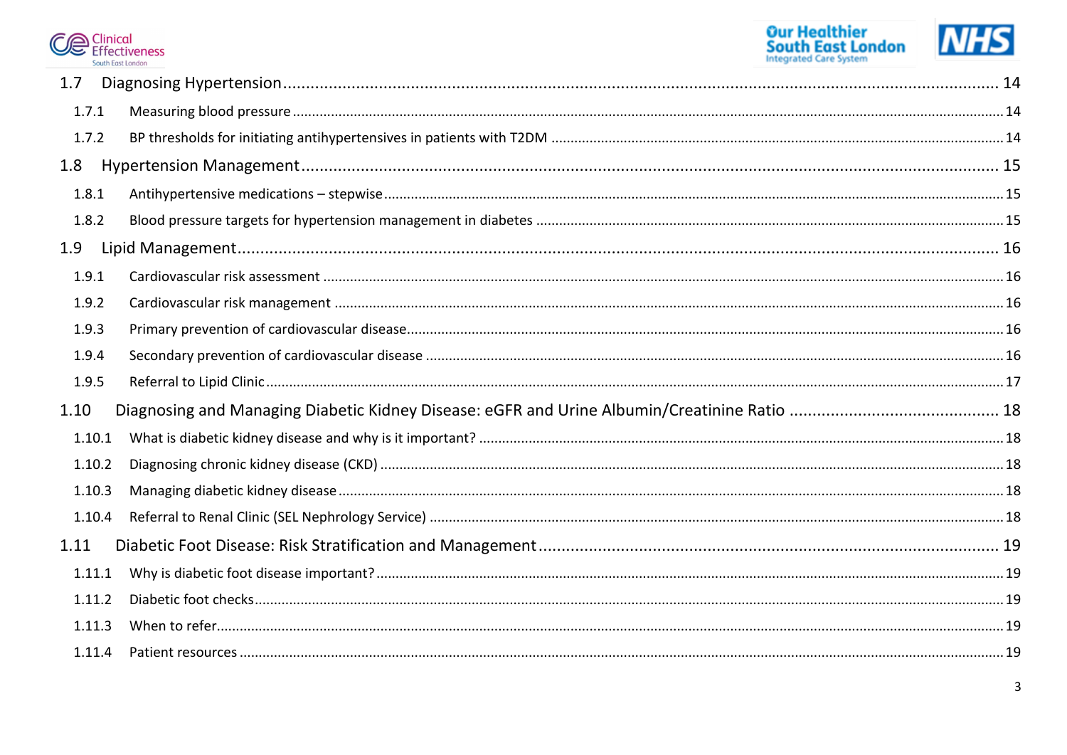- 1.7 Diagnosing Hypertension ..... 14
  - 1.7.1 Measuring blood pressure ..... 14
  - 1.7.2 BP thresholds for initiating antihypertensives in patients with T2DM ..... 14
- 1.8 Hypertension Management ..... 15
  - 1.8.1 Antihypertensive medications – stepwise ..... 15
  - 1.8.2 Blood pressure targets for hypertension management in diabetes ..... 15
- 1.9 Lipid Management ..... 16
  - 1.9.1 Cardiovascular risk assessment ..... 16
  - 1.9.2 Cardiovascular risk management ..... 16
  - 1.9.3 Primary prevention of cardiovascular disease ..... 16
  - 1.9.4 Secondary prevention of cardiovascular disease ..... 16
  - 1.9.5 Referral to Lipid Clinic ..... 17
- 1.10 Diagnosing and Managing Diabetic Kidney Disease: eGFR and Urine Albumin/Creatinine Ratio ..... 18
  - 1.10.1 What is diabetic kidney disease and why is it important? ..... 18
  - 1.10.2 Diagnosing chronic kidney disease (CKD) ..... 18
  - 1.10.3 Managing diabetic kidney disease ..... 18
  - 1.10.4 Referral to Renal Clinic (SEL Nephrology Service) ..... 18
- 1.11 Diabetic Foot Disease: Risk Stratification and Management ..... 19
  - 1.11.1 Why is diabetic foot disease important? ..... 19
  - 1.11.2 Diabetic foot checks ..... 19
  - 1.11.3 When to refer ..... 19
  - 1.11.4 Patient resources ..... 19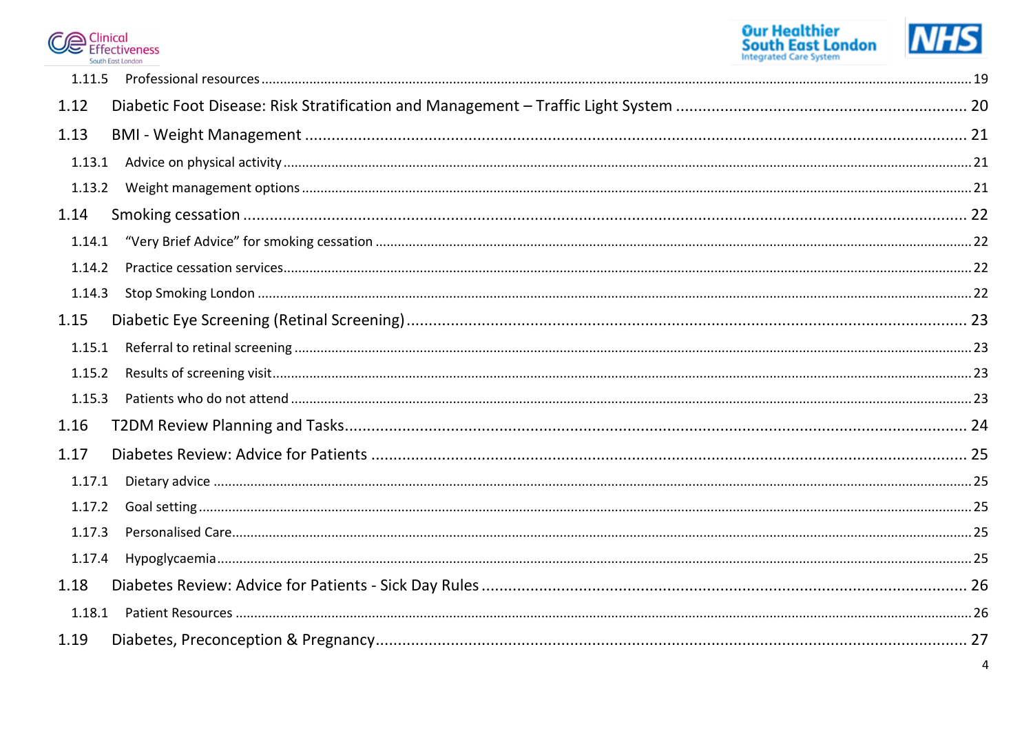1.11.5 Professional resources ........ 19

1.12 Diabetic Foot Disease: Risk Stratification and Management – Traffic Light System ........ 20

1.13 BMI - Weight Management ........ 21

1.13.1 Advice on physical activity ........ 21

1.13.2 Weight management options ........ 21

1.14 Smoking cessation ........ 22

1.14.1 "Very Brief Advice" for smoking cessation ........ 22

1.14.2 Practice cessation services ........ 22

1.14.3 Stop Smoking London ........ 22

1.15 Diabetic Eye Screening (Retinal Screening) ........ 23

1.15.1 Referral to retinal screening ........ 23

1.15.2 Results of screening visit ........ 23

1.15.3 Patients who do not attend ........ 23

1.16 T2DM Review Planning and Tasks ........ 24

1.17 Diabetes Review: Advice for Patients ........ 25

1.17.1 Dietary advice ........ 25

1.17.2 Goal setting ........ 25

1.17.3 Personalised Care ........ 25

1.17.4 Hypoglycaemia ........ 25

1.18 Diabetes Review: Advice for Patients - Sick Day Rules ........ 26

1.18.1 Patient Resources ........ 26

1.19 Diabetes, Preconception & Pregnancy ........ 27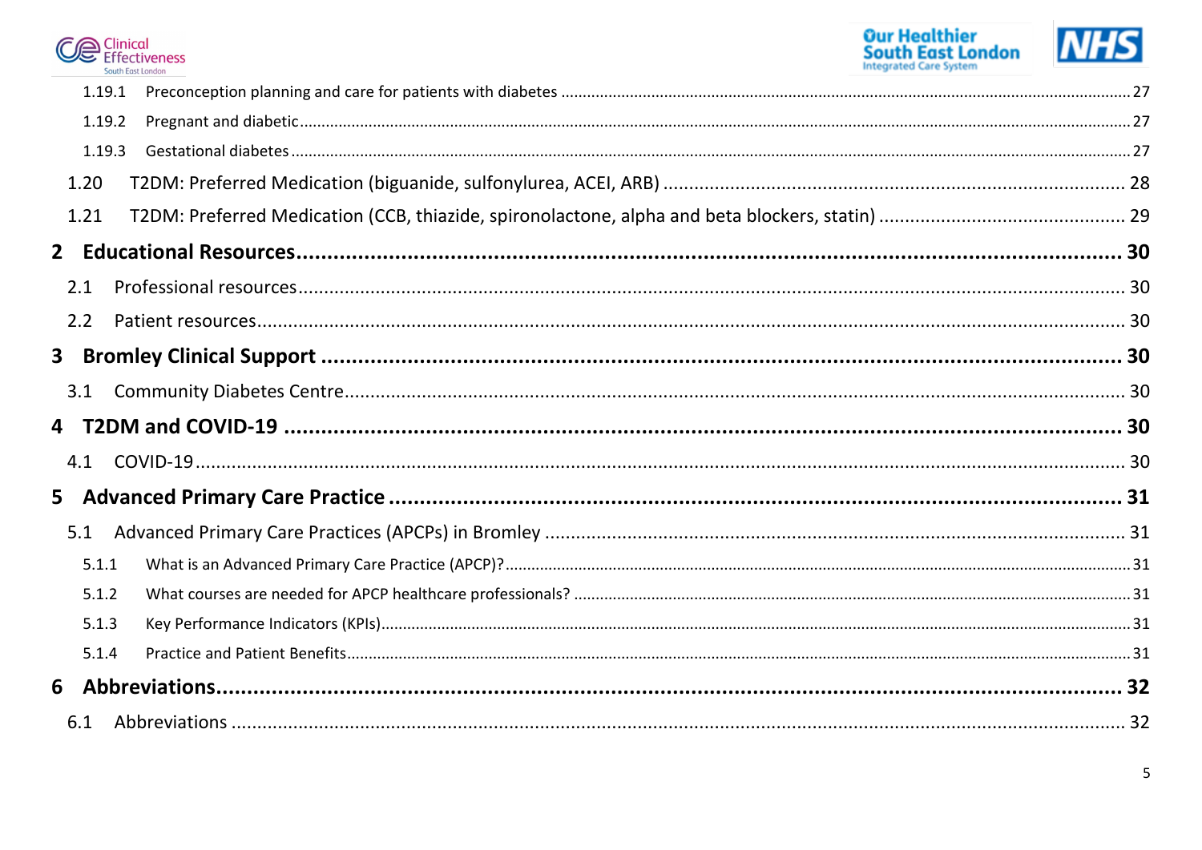1.19.1 Preconception planning and care for patients with diabetes ..... 27

1.19.2 Pregnant and diabetic ..... 27

1.19.3 Gestational diabetes ..... 27

1.20 T2DM: Preferred Medication (biguanide, sulfonylurea, ACEI, ARB) ..... 28

1.21 T2DM: Preferred Medication (CCB, thiazide, spironolactone, alpha and beta blockers, statin) ..... 29

**2 Educational Resources ..... 30**

2.1 Professional resources ..... 30

2.2 Patient resources ..... 30

**3 Bromley Clinical Support ..... 30**

3.1 Community Diabetes Centre ..... 30

**4 T2DM and COVID-19 ..... 30**

4.1 COVID-19 ..... 30

**5 Advanced Primary Care Practice ..... 31**

5.1 Advanced Primary Care Practices (APCPs) in Bromley ..... 31

5.1.1 What is an Advanced Primary Care Practice (APCP)? ..... 31

5.1.2 What courses are needed for APCP healthcare professionals? ..... 31

5.1.3 Key Performance Indicators (KPIs) ..... 31

5.1.4 Practice and Patient Benefits ..... 31

**6 Abbreviations ..... 32**

6.1 Abbreviations ..... 32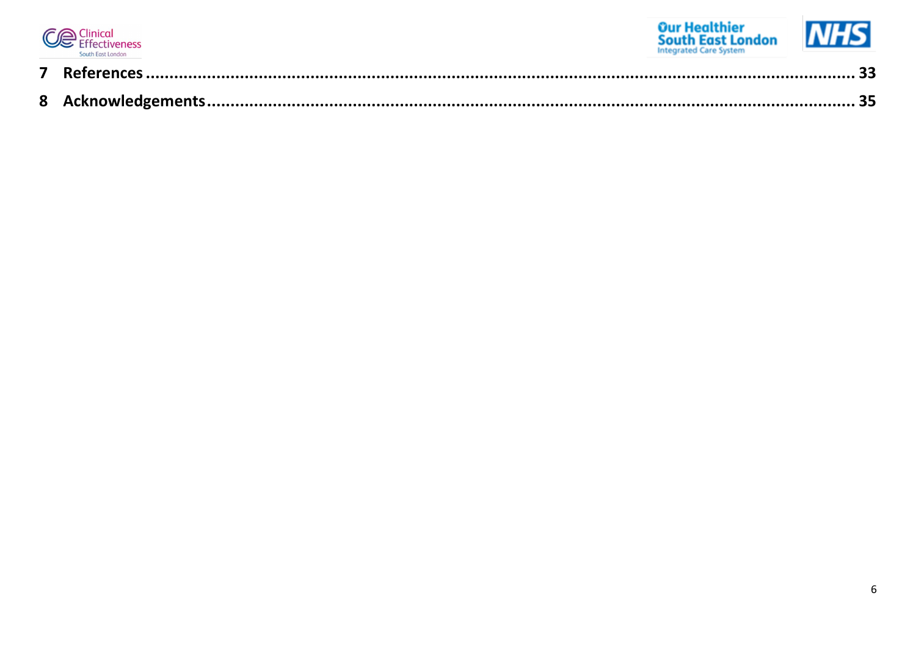7 References ........................................................................................................................................ 33

8 Acknowledgements ............................................................................................................................. 35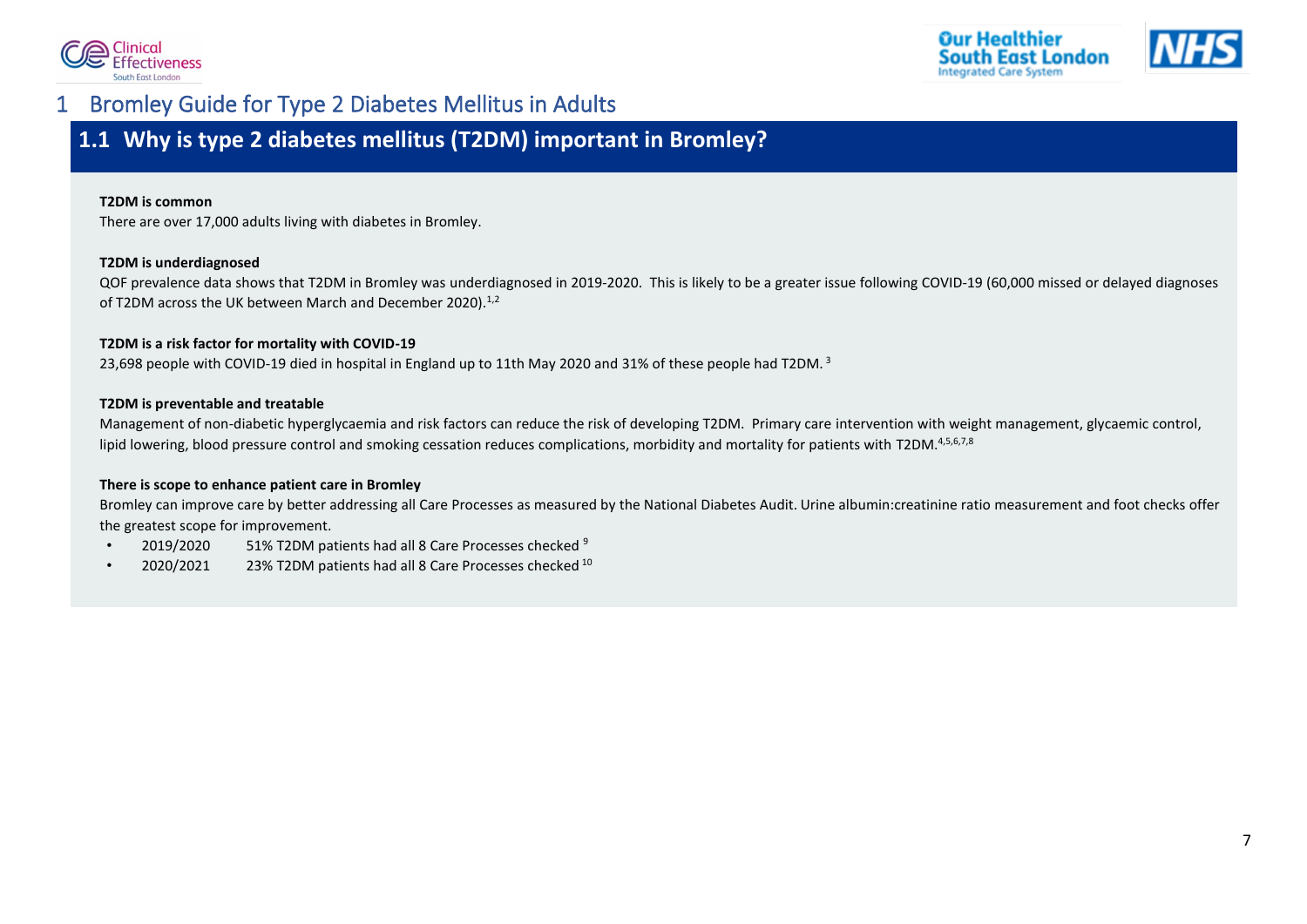# 1 Bromley Guide for Type 2 Diabetes Mellitus in Adults

## 1.1 Why is type 2 diabetes mellitus (T2DM) important in Bromley?

**T2DM is common**

There are over 17,000 adults living with diabetes in Bromley.

**T2DM is underdiagnosed**

QOF prevalence data shows that T2DM in Bromley was underdiagnosed in 2019-2020. This is likely to be a greater issue following COVID-19 (60,000 missed or delayed diagnoses of T2DM across the UK between March and December 2020).[1,2]

**T2DM is a risk factor for mortality with COVID-19**

23,698 people with COVID-19 died in hospital in England up to 11th May 2020 and 31% of these people had T2DM.[3]

**T2DM is preventable and treatable**

Management of non-diabetic hyperglycaemia and risk factors can reduce the risk of developing T2DM. Primary care intervention with weight management, glycaemic control, lipid lowering, blood pressure control and smoking cessation reduces complications, morbidity and mortality for patients with T2DM.[4,5,6,7,8]

**There is scope to enhance patient care in Bromley**

Bromley can improve care by better addressing all Care Processes as measured by the National Diabetes Audit. Urine albumin:creatinine ratio measurement and foot checks offer the greatest scope for improvement.

- 2019/2020 51% T2DM patients had all 8 Care Processes checked [9]
- 2020/2021 23% T2DM patients had all 8 Care Processes checked [10]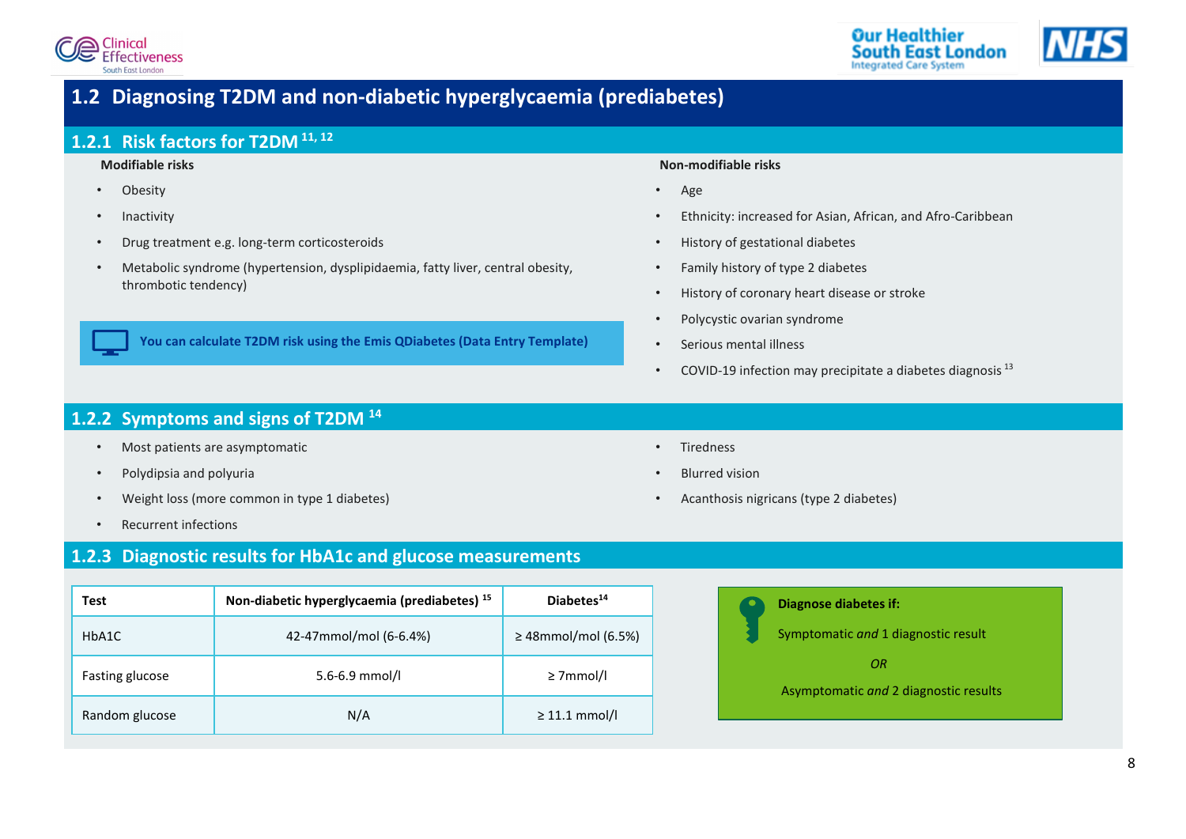## 1.2 Diagnosing T2DM and non-diabetic hyperglycaemia (prediabetes)

### 1.2.1 Risk factors for T2DM [11, 12]

**Modifiable risks**

- Obesity
- Inactivity
- Drug treatment e.g. long-term corticosteroids
- Metabolic syndrome (hypertension, dysplipidaemia, fatty liver, central obesity, thrombotic tendency)

**You can calculate T2DM risk using the Emis QDiabetes (Data Entry Template)**

**Non-modifiable risks**

- Age
- Ethnicity: increased for Asian, African, and Afro-Caribbean
- History of gestational diabetes
- Family history of type 2 diabetes
- History of coronary heart disease or stroke
- Polycystic ovarian syndrome
- Serious mental illness
- COVID-19 infection may precipitate a diabetes diagnosis [13]

### 1.2.2 Symptoms and signs of T2DM [14]

- Most patients are asymptomatic
- Polydipsia and polyuria
- Weight loss (more common in type 1 diabetes)
- Recurrent infections
- Tiredness
- Blurred vision
- Acanthosis nigricans (type 2 diabetes)

### 1.2.3 Diagnostic results for HbA1c and glucose measurements

| Test | Non-diabetic hyperglycaemia (prediabetes) [15] | Diabetes[14] |
|---|---|---|
| HbA1C | 42-47mmol/mol (6-6.4%) | ≥ 48mmol/mol (6.5%) |
| Fasting glucose | 5.6-6.9 mmol/l | ≥ 7mmol/l |
| Random glucose | N/A | ≥ 11.1 mmol/l |

**Diagnose diabetes if:**

Symptomatic *and* 1 diagnostic result

*OR*

Asymptomatic *and* 2 diagnostic results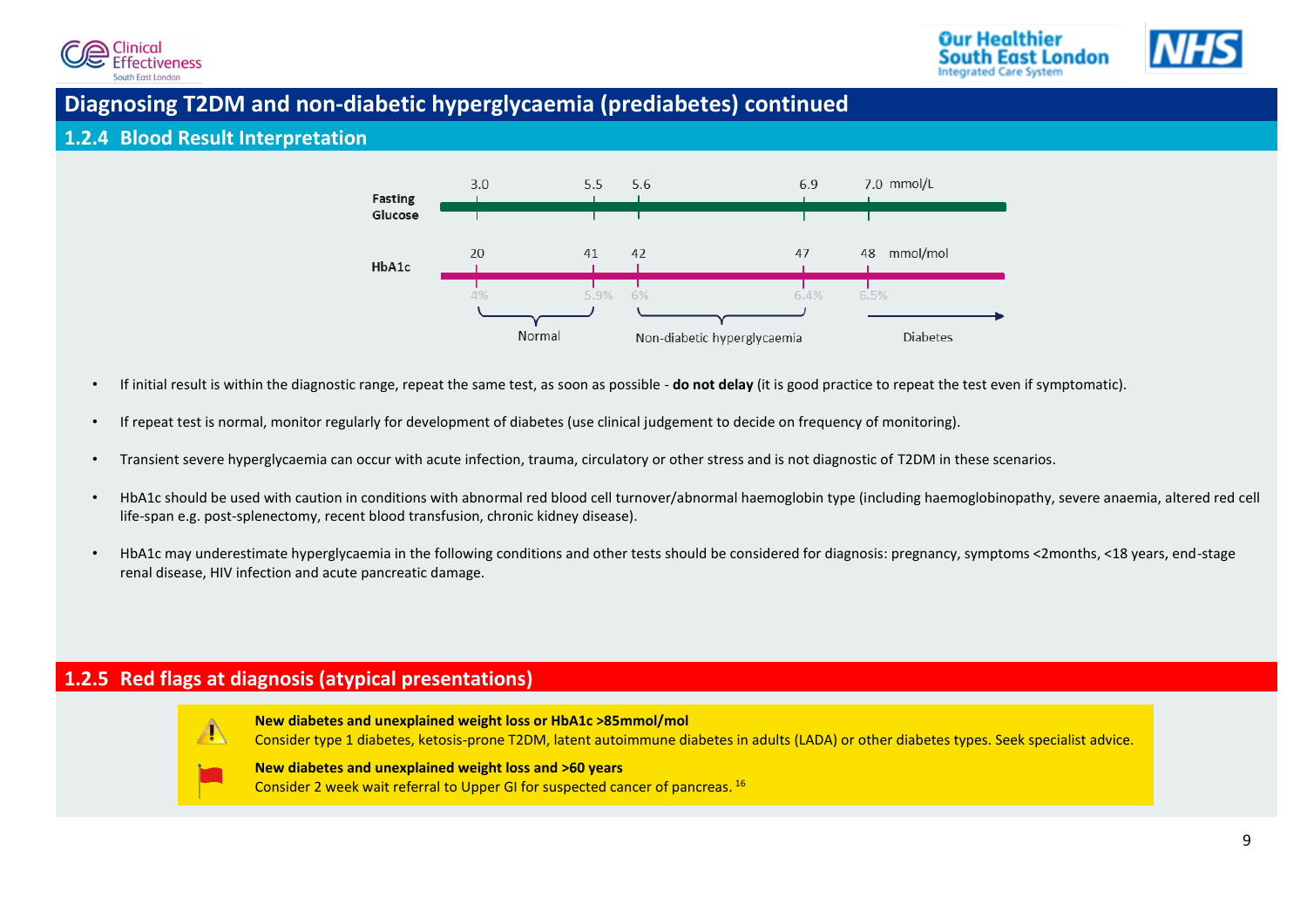## Diagnosing T2DM and non-diabetic hyperglycaemia (prediabetes) continued

### 1.2.4 Blood Result Interpretation

| | | | | | | |
|---|---|---|---|---|---|---|
| **Fasting Glucose** | 3.0 | 5.5 | 5.6 | 6.9 | 7.0 | mmol/L |
| **HbA1c** | 20 | 41 | 42 | 47 | 48 | mmol/mol |
| | 4% | 5.9% | 6% | 6.4% | 6.5% | |

- Normal: 3.0–5.5 mmol/L fasting glucose; 20–41 mmol/mol (4%–5.9%) HbA1c
- Non-diabetic hyperglycaemia: 5.6–6.9 mmol/L fasting glucose; 42–47 mmol/mol (6%–6.4%) HbA1c
- Diabetes: 7.0 mmol/L and above fasting glucose; 48 mmol/mol (6.5%) and above HbA1c

- If initial result is within the diagnostic range, repeat the same test, as soon as possible - **do not delay** (it is good practice to repeat the test even if symptomatic).
- If repeat test is normal, monitor regularly for development of diabetes (use clinical judgement to decide on frequency of monitoring).
- Transient severe hyperglycaemia can occur with acute infection, trauma, circulatory or other stress and is not diagnostic of T2DM in these scenarios.
- HbA1c should be used with caution in conditions with abnormal red blood cell turnover/abnormal haemoglobin type (including haemoglobinopathy, severe anaemia, altered red cell life-span e.g. post-splenectomy, recent blood transfusion, chronic kidney disease).
- HbA1c may underestimate hyperglycaemia in the following conditions and other tests should be considered for diagnosis: pregnancy, symptoms <2months, <18 years, end-stage renal disease, HIV infection and acute pancreatic damage.

### 1.2.5 Red flags at diagnosis (atypical presentations)

**New diabetes and unexplained weight loss or HbA1c >85mmol/mol**
Consider type 1 diabetes, ketosis-prone T2DM, latent autoimmune diabetes in adults (LADA) or other diabetes types. Seek specialist advice.

**New diabetes and unexplained weight loss and >60 years**
Consider 2 week wait referral to Upper GI for suspected cancer of pancreas. [16]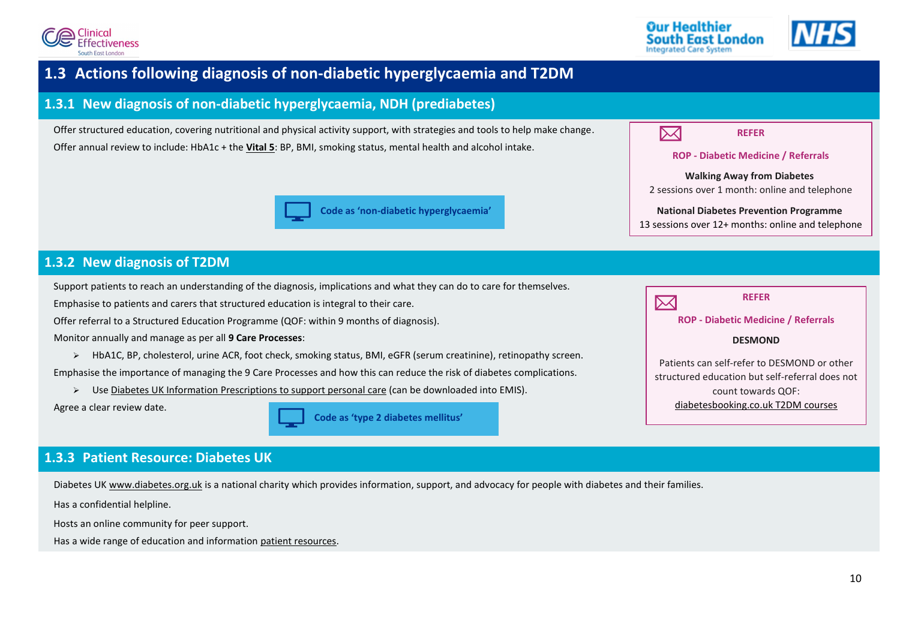## 1.3 Actions following diagnosis of non-diabetic hyperglycaemia and T2DM

### 1.3.1 New diagnosis of non-diabetic hyperglycaemia, NDH (prediabetes)

Offer structured education, covering nutritional and physical activity support, with strategies and tools to help make change.

Offer annual review to include: HbA1c + the **Vital 5**: BP, BMI, smoking status, mental health and alcohol intake.

**Code as 'non-diabetic hyperglycaemia'**

**REFER**

**ROP - Diabetic Medicine / Referrals**

**Walking Away from Diabetes**
2 sessions over 1 month: online and telephone

**National Diabetes Prevention Programme**
13 sessions over 12+ months: online and telephone

### 1.3.2 New diagnosis of T2DM

Support patients to reach an understanding of the diagnosis, implications and what they can do to care for themselves.

Emphasise to patients and carers that structured education is integral to their care.

Offer referral to a Structured Education Programme (QOF: within 9 months of diagnosis).

Monitor annually and manage as per all **9 Care Processes**:

- HbA1C, BP, cholesterol, urine ACR, foot check, smoking status, BMI, eGFR (serum creatinine), retinopathy screen.

Emphasise the importance of managing the 9 Care Processes and how this can reduce the risk of diabetes complications.

- Use Diabetes UK Information Prescriptions to support personal care (can be downloaded into EMIS).

Agree a clear review date.

**Code as 'type 2 diabetes mellitus'**

**REFER**

**ROP - Diabetic Medicine / Referrals**

**DESMOND**

Patients can self-refer to DESMOND or other structured education but self-referral does not count towards QOF: diabetesbooking.co.uk T2DM courses

### 1.3.3 Patient Resource: Diabetes UK

Diabetes UK www.diabetes.org.uk is a national charity which provides information, support, and advocacy for people with diabetes and their families.

Has a confidential helpline.

Hosts an online community for peer support.

Has a wide range of education and information patient resources.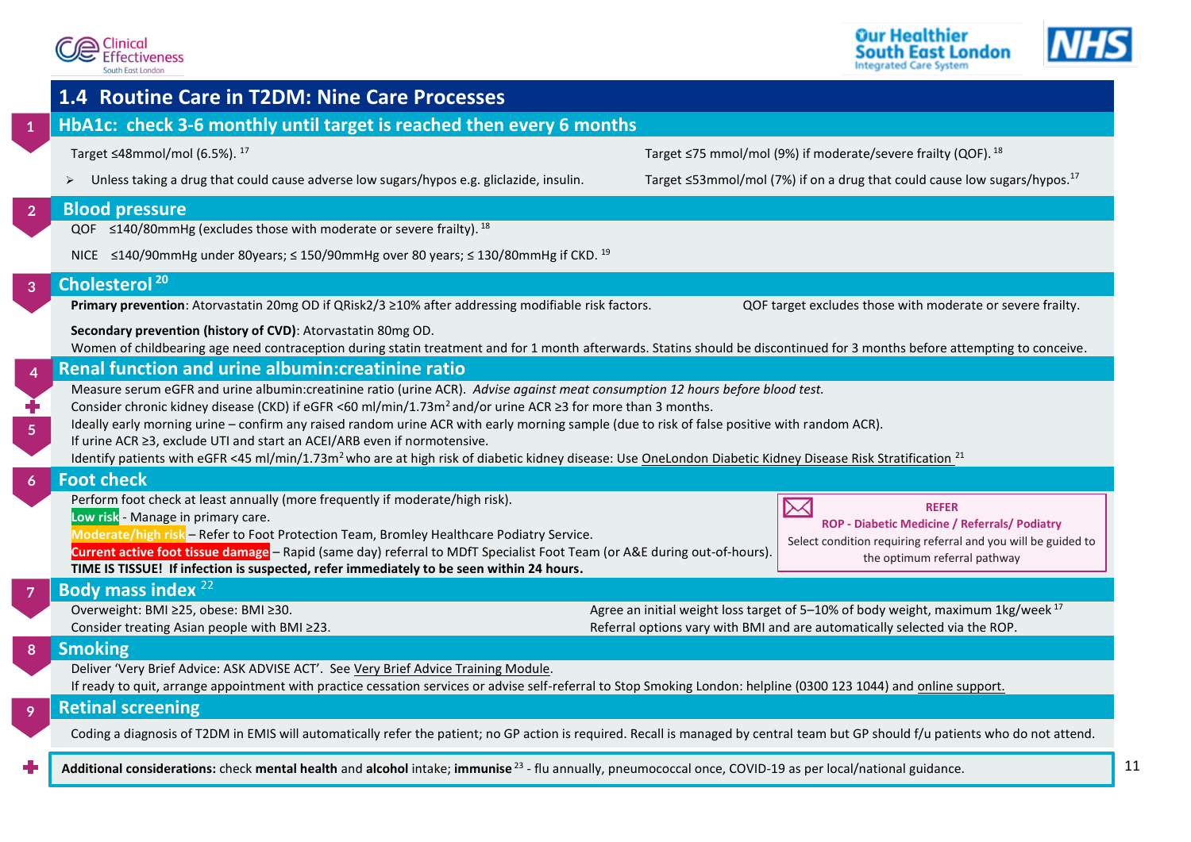# 1.4 Routine Care in T2DM: Nine Care Processes

## 1 HbA1c: check 3-6 monthly until target is reached then every 6 months

Target ≤48mmol/mol (6.5%).[17]

- Unless taking a drug that could cause adverse low sugars/hypos e.g. gliclazide, insulin.

Target ≤75 mmol/mol (9%) if moderate/severe frailty (QOF).[18]

Target ≤53mmol/mol (7%) if on a drug that could cause low sugars/hypos.[17]

## 2 Blood pressure

QOF ≤140/80mmHg (excludes those with moderate or severe frailty).[18]

NICE ≤140/90mmHg under 80years; ≤ 150/90mmHg over 80 years; ≤ 130/80mmHg if CKD.[19]

## 3 Cholesterol[20]

**Primary prevention**: Atorvastatin 20mg OD if QRisk2/3 ≥10% after addressing modifiable risk factors.

QOF target excludes those with moderate or severe frailty.

**Secondary prevention (history of CVD)**: Atorvastatin 80mg OD.

Women of childbearing age need contraception during statin treatment and for 1 month afterwards. Statins should be discontinued for 3 months before attempting to conceive.

## 4 + 5 Renal function and urine albumin:creatinine ratio

Measure serum eGFR and urine albumin:creatinine ratio (urine ACR). *Advise against meat consumption 12 hours before blood test.*

Consider chronic kidney disease (CKD) if eGFR <60 ml/min/1.73m$^2$ and/or urine ACR ≥3 for more than 3 months.

Ideally early morning urine – confirm any raised random urine ACR with early morning sample (due to risk of false positive with random ACR).

If urine ACR ≥3, exclude UTI and start an ACEI/ARB even if normotensive.

Identify patients with eGFR <45 ml/min/1.73m$^2$ who are at high risk of diabetic kidney disease: Use OneLondon Diabetic Kidney Disease Risk Stratification[21]

## 6 Foot check

Perform foot check at least annually (more frequently if moderate/high risk).

Low risk - Manage in primary care.

Moderate/high risk – Refer to Foot Protection Team, Bromley Healthcare Podiatry Service.

Current active foot tissue damage – Rapid (same day) referral to MDfT Specialist Foot Team (or A&E during out-of-hours).

**TIME IS TISSUE! If infection is suspected, refer immediately to be seen within 24 hours.**

> **REFER**
> **ROP - Diabetic Medicine / Referrals/ Podiatry**
> Select condition requiring referral and you will be guided to the optimum referral pathway

## 7 Body mass index[22]

Overweight: BMI ≥25, obese: BMI ≥30.

Consider treating Asian people with BMI ≥23.

Agree an initial weight loss target of 5–10% of body weight, maximum 1kg/week[17]

Referral options vary with BMI and are automatically selected via the ROP.

## 8 Smoking

Deliver 'Very Brief Advice: ASK ADVISE ACT'. See Very Brief Advice Training Module.

If ready to quit, arrange appointment with practice cessation services or advise self-referral to Stop Smoking London: helpline (0300 123 1044) and online support.

## 9 Retinal screening

Coding a diagnosis of T2DM in EMIS will automatically refer the patient; no GP action is required. Recall is managed by central team but GP should f/u patients who do not attend.

**Additional considerations:** check **mental health** and **alcohol** intake; **immunise**[23] - flu annually, pneumococcal once, COVID-19 as per local/national guidance.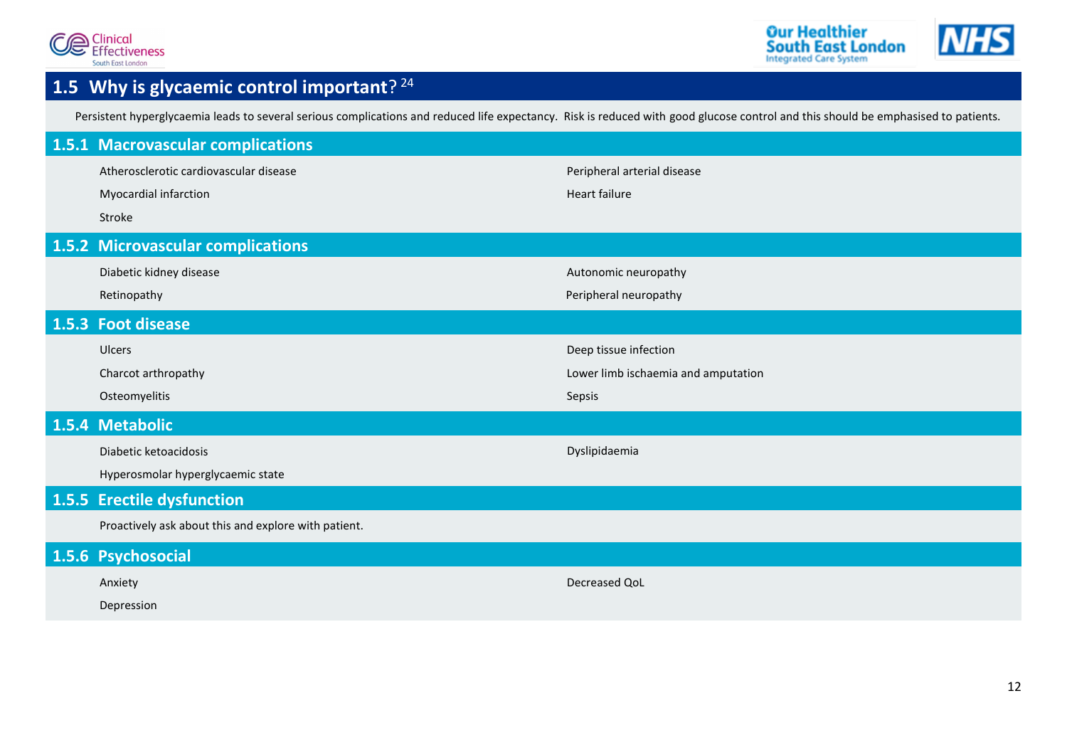## 1.5 Why is glycaemic control important?[24]

Persistent hyperglycaemia leads to several serious complications and reduced life expectancy. Risk is reduced with good glucose control and this should be emphasised to patients.

### 1.5.1 Macrovascular complications

- Atherosclerotic cardiovascular disease
- Myocardial infarction
- Stroke
- Peripheral arterial disease
- Heart failure

### 1.5.2 Microvascular complications

- Diabetic kidney disease
- Retinopathy
- Autonomic neuropathy
- Peripheral neuropathy

### 1.5.3 Foot disease

- Ulcers
- Charcot arthropathy
- Osteomyelitis
- Deep tissue infection
- Lower limb ischaemia and amputation
- Sepsis

### 1.5.4 Metabolic

- Diabetic ketoacidosis
- Hyperosmolar hyperglycaemic state
- Dyslipidaemia

### 1.5.5 Erectile dysfunction

Proactively ask about this and explore with patient.

### 1.5.6 Psychosocial

- Anxiety
- Depression
- Decreased QoL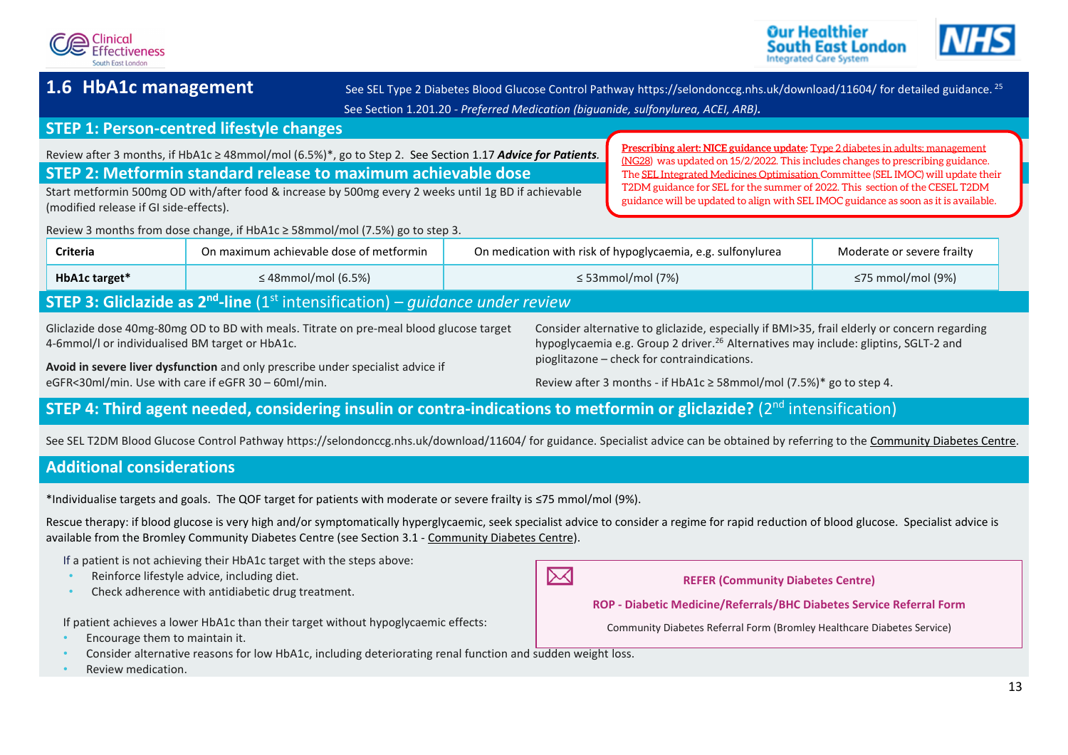## 1.6 HbA1c management

See SEL Type 2 Diabetes Blood Glucose Control Pathway https://selondonccg.nhs.uk/download/11604/ for detailed guidance.[25]

See Section 1.201.20 - *Preferred Medication (biguanide, sulfonylurea, ACEI, ARB).*

**Prescribing alert: NICE guidance update: Type 2 diabetes in adults: management (NG28)** was updated on 15/2/2022. This includes changes to prescribing guidance. The SEL Integrated Medicines Optimisation Committee (SEL IMOC) will update their T2DM guidance for SEL for the summer of 2022. This section of the CESEL T2DM guidance will be updated to align with SEL IMOC guidance as soon as it is available.

### STEP 1: Person-centred lifestyle changes

Review after 3 months, if HbA1c ≥ 48mmol/mol (6.5%)*, go to Step 2. See Section 1.17 ***Advice for Patients***.

### STEP 2: Metformin standard release to maximum achievable dose

Start metformin 500mg OD with/after food & increase by 500mg every 2 weeks until 1g BD if achievable (modified release if GI side-effects).

Review 3 months from dose change, if HbA1c ≥ 58mmol/mol (7.5%) go to step 3.

| Criteria | On maximum achievable dose of metformin | On medication with risk of hypoglycaemia, e.g. sulfonylurea | Moderate or severe frailty |
|---|---|---|---|
| **HbA1c target*** | ≤ 48mmol/mol (6.5%) | ≤ 53mmol/mol (7%) | ≤75 mmol/mol (9%) |

### STEP 3: Gliclazide as 2nd-line (1st intensification) – *guidance under review*

Gliclazide dose 40mg-80mg OD to BD with meals. Titrate on pre-meal blood glucose target 4-6mmol/l or individualised BM target or HbA1c.

**Avoid in severe liver dysfunction** and only prescribe under specialist advice if eGFR<30ml/min. Use with care if eGFR 30 – 60ml/min.

Consider alternative to gliclazide, especially if BMI>35, frail elderly or concern regarding hypoglycaemia e.g. Group 2 driver.[26] Alternatives may include: gliptins, SGLT-2 and pioglitazone – check for contraindications.

Review after 3 months - if HbA1c ≥ 58mmol/mol (7.5%)* go to step 4.

### STEP 4: Third agent needed, considering insulin or contra-indications to metformin or gliclazide? (2nd intensification)

See SEL T2DM Blood Glucose Control Pathway https://selondonccg.nhs.uk/download/11604/ for guidance. Specialist advice can be obtained by referring to the Community Diabetes Centre.

### Additional considerations

*Individualise targets and goals. The QOF target for patients with moderate or severe frailty is ≤75 mmol/mol (9%).

Rescue therapy: if blood glucose is very high and/or symptomatically hyperglycaemic, seek specialist advice to consider a regime for rapid reduction of blood glucose. Specialist advice is available from the Bromley Community Diabetes Centre (see Section 3.1 - Community Diabetes Centre).

If a patient is not achieving their HbA1c target with the steps above:

- Reinforce lifestyle advice, including diet.
- Check adherence with antidiabetic drug treatment.

If patient achieves a lower HbA1c than their target without hypoglycaemic effects:

- Encourage them to maintain it.
- Consider alternative reasons for low HbA1c, including deteriorating renal function and sudden weight loss.
- Review medication.

**REFER (Community Diabetes Centre)**

**ROP - Diabetic Medicine/Referrals/BHC Diabetes Service Referral Form**

Community Diabetes Referral Form (Bromley Healthcare Diabetes Service)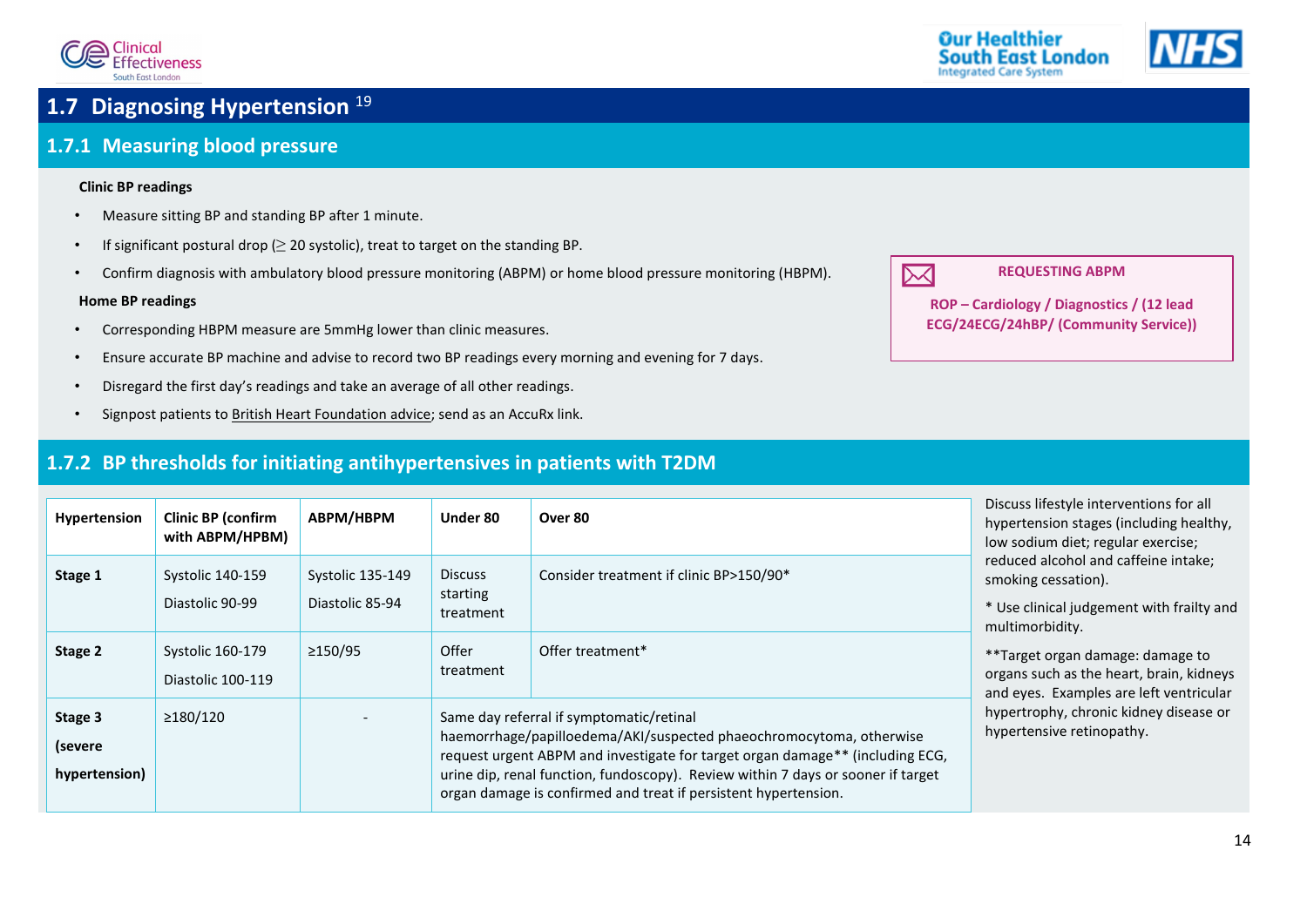## 1.7 Diagnosing Hypertension [19]

### 1.7.1 Measuring blood pressure

**Clinic BP readings**

- Measure sitting BP and standing BP after 1 minute.
- If significant postural drop (≥ 20 systolic), treat to target on the standing BP.
- Confirm diagnosis with ambulatory blood pressure monitoring (ABPM) or home blood pressure monitoring (HBPM).

**Home BP readings**

- Corresponding HBPM measure are 5mmHg lower than clinic measures.
- Ensure accurate BP machine and advise to record two BP readings every morning and evening for 7 days.
- Disregard the first day's readings and take an average of all other readings.
- Signpost patients to British Heart Foundation advice; send as an AccuRx link.

**REQUESTING ABPM**

ROP – Cardiology / Diagnostics / (12 lead ECG/24ECG/24hBP/ (Community Service))

### 1.7.2 BP thresholds for initiating antihypertensives in patients with T2DM

| Hypertension | Clinic BP (confirm with ABPM/HPBM) | ABPM/HBPM | Under 80 | Over 80 |
|---|---|---|---|---|
| Stage 1 | Systolic 140-159<br>Diastolic 90-99 | Systolic 135-149<br>Diastolic 85-94 | Discuss starting treatment | Consider treatment if clinic BP>150/90* |
| Stage 2 | Systolic 160-179<br>Diastolic 100-119 | ≥150/95 | Offer treatment | Offer treatment* |
| Stage 3 (severe hypertension) | ≥180/120 | - | Same day referral if symptomatic/retinal haemorrhage/papilloedema/AKI/suspected phaeochromocytoma, otherwise request urgent ABPM and investigate for target organ damage** (including ECG, urine dip, renal function, fundoscopy). Review within 7 days or sooner if target organ damage is confirmed and treat if persistent hypertension. | |

Discuss lifestyle interventions for all hypertension stages (including healthy, low sodium diet; regular exercise; reduced alcohol and caffeine intake; smoking cessation).

\* Use clinical judgement with frailty and multimorbidity.

**Target organ damage: damage to organs such as the heart, brain, kidneys and eyes. Examples are left ventricular hypertrophy, chronic kidney disease or hypertensive retinopathy.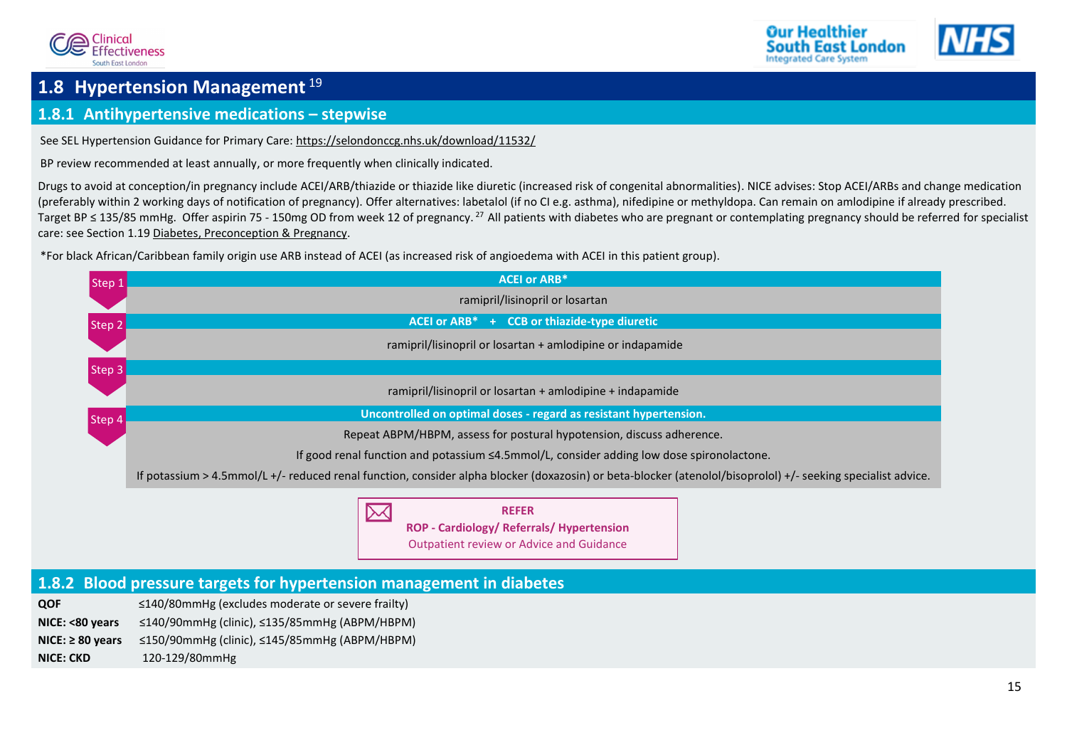# 1.8 Hypertension Management [19]

## 1.8.1 Antihypertensive medications – stepwise

See SEL Hypertension Guidance for Primary Care: https://selondonccg.nhs.uk/download/11532/

BP review recommended at least annually, or more frequently when clinically indicated.

Drugs to avoid at conception/in pregnancy include ACEI/ARB/thiazide or thiazide like diuretic (increased risk of congenital abnormalities). NICE advises: Stop ACEI/ARBs and change medication (preferably within 2 working days of notification of pregnancy). Offer alternatives: labetalol (if no CI e.g. asthma), nifedipine or methyldopa. Can remain on amlodipine if already prescribed. Target BP ≤ 135/85 mmHg. Offer aspirin 75 - 150mg OD from week 12 of pregnancy. [27] All patients with diabetes who are pregnant or contemplating pregnancy should be referred for specialist care: see Section 1.19 Diabetes, Preconception & Pregnancy.

*For black African/Caribbean family origin use ARB instead of ACEI (as increased risk of angioedema with ACEI in this patient group).

**Step 1** – **ACEI or ARB***

ramipril/lisinopril or losartan

**Step 2** – **ACEI or ARB* + CCB or thiazide-type diuretic**

ramipril/lisinopril or losartan + amlodipine or indapamide

**Step 3**

ramipril/lisinopril or losartan + amlodipine + indapamide

**Step 4** – **Uncontrolled on optimal doses - regard as resistant hypertension.**

Repeat ABPM/HBPM, assess for postural hypotension, discuss adherence.

If good renal function and potassium ≤4.5mmol/L, consider adding low dose spironolactone.

If potassium > 4.5mmol/L +/- reduced renal function, consider alpha blocker (doxazosin) or beta-blocker (atenolol/bisoprolol) +/- seeking specialist advice.

**REFER**
**ROP - Cardiology/ Referrals/ Hypertension**
Outpatient review or Advice and Guidance

## 1.8.2 Blood pressure targets for hypertension management in diabetes

| | |
|---|---|
| **QOF** | ≤140/80mmHg (excludes moderate or severe frailty) |
| **NICE: <80 years** | ≤140/90mmHg (clinic), ≤135/85mmHg (ABPM/HBPM) |
| **NICE: ≥ 80 years** | ≤150/90mmHg (clinic), ≤145/85mmHg (ABPM/HBPM) |
| **NICE: CKD** | 120-129/80mmHg |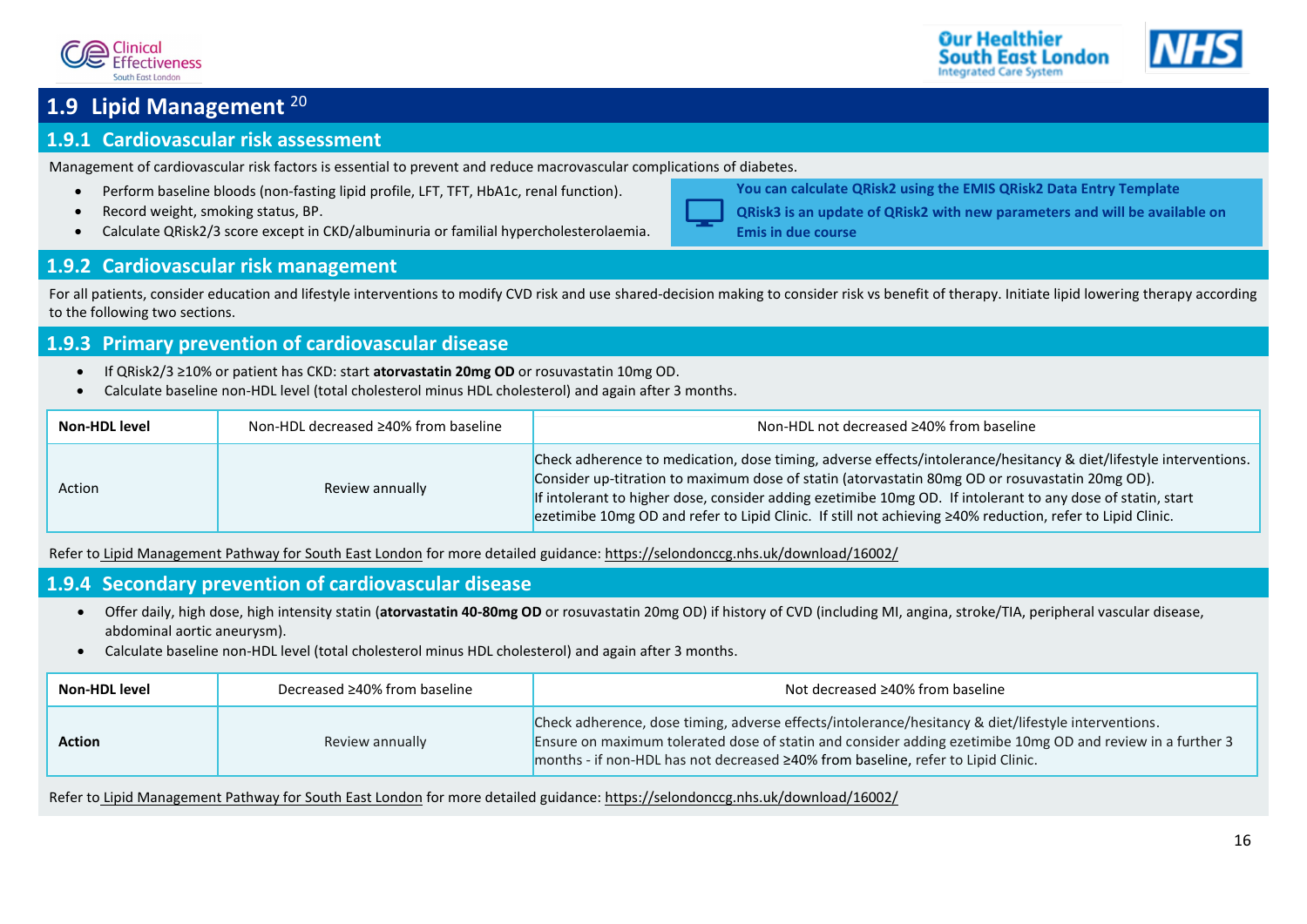## 1.9 Lipid Management [20]

### 1.9.1 Cardiovascular risk assessment

Management of cardiovascular risk factors is essential to prevent and reduce macrovascular complications of diabetes.

- Perform baseline bloods (non-fasting lipid profile, LFT, TFT, HbA1c, renal function).
- Record weight, smoking status, BP.
- Calculate QRisk2/3 score except in CKD/albuminuria or familial hypercholesterolaemia.

**You can calculate QRisk2 using the EMIS QRisk2 Data Entry Template**

**QRisk3 is an update of QRisk2 with new parameters and will be available on Emis in due course**

### 1.9.2 Cardiovascular risk management

For all patients, consider education and lifestyle interventions to modify CVD risk and use shared-decision making to consider risk vs benefit of therapy. Initiate lipid lowering therapy according to the following two sections.

### 1.9.3 Primary prevention of cardiovascular disease

- If QRisk2/3 ≥10% or patient has CKD: start **atorvastatin 20mg OD** or rosuvastatin 10mg OD.
- Calculate baseline non-HDL level (total cholesterol minus HDL cholesterol) and again after 3 months.

| **Non-HDL level** | Non-HDL decreased ≥40% from baseline | Non-HDL not decreased ≥40% from baseline |
|---|---|---|
| Action | Review annually | Check adherence to medication, dose timing, adverse effects/intolerance/hesitancy & diet/lifestyle interventions. Consider up-titration to maximum dose of statin (atorvastatin 80mg OD or rosuvastatin 20mg OD). If intolerant to higher dose, consider adding ezetimibe 10mg OD. If intolerant to any dose of statin, start ezetimibe 10mg OD and refer to Lipid Clinic. If still not achieving ≥40% reduction, refer to Lipid Clinic. |

Refer to Lipid Management Pathway for South East London for more detailed guidance: https://selondonccg.nhs.uk/download/16002/

### 1.9.4 Secondary prevention of cardiovascular disease

- Offer daily, high dose, high intensity statin (**atorvastatin 40-80mg OD** or rosuvastatin 20mg OD) if history of CVD (including MI, angina, stroke/TIA, peripheral vascular disease, abdominal aortic aneurysm).
- Calculate baseline non-HDL level (total cholesterol minus HDL cholesterol) and again after 3 months.

| **Non-HDL level** | Decreased ≥40% from baseline | Not decreased ≥40% from baseline |
|---|---|---|
| **Action** | Review annually | Check adherence, dose timing, adverse effects/intolerance/hesitancy & diet/lifestyle interventions. Ensure on maximum tolerated dose of statin and consider adding ezetimibe 10mg OD and review in a further 3 months - if non-HDL has not decreased **≥40% from baseline**, refer to Lipid Clinic. |

Refer to Lipid Management Pathway for South East London for more detailed guidance: https://selondonccg.nhs.uk/download/16002/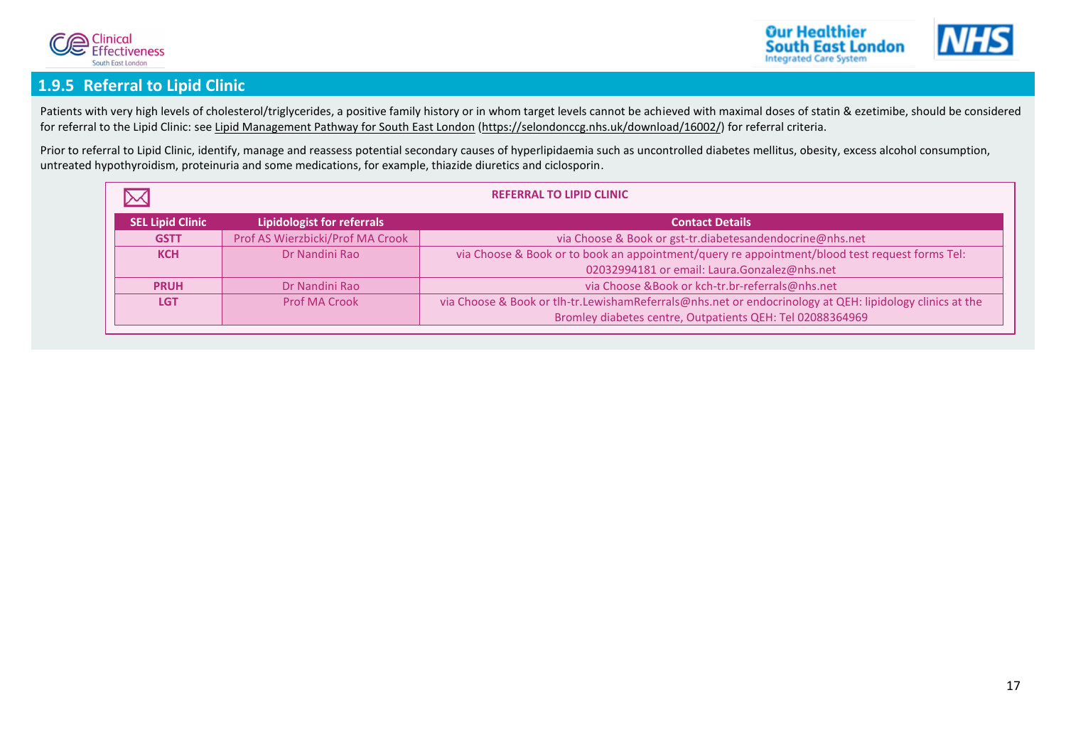## 1.9.5 Referral to Lipid Clinic

Patients with very high levels of cholesterol/triglycerides, a positive family history or in whom target levels cannot be achieved with maximal doses of statin & ezetimibe, should be considered for referral to the Lipid Clinic: see Lipid Management Pathway for South East London (https://selondonccg.nhs.uk/download/16002/) for referral criteria.

Prior to referral to Lipid Clinic, identify, manage and reassess potential secondary causes of hyperlipidaemia such as uncontrolled diabetes mellitus, obesity, excess alcohol consumption, untreated hypothyroidism, proteinuria and some medications, for example, thiazide diuretics and ciclosporin.

**REFERRAL TO LIPID CLINIC**

| SEL Lipid Clinic | Lipidologist for referrals | Contact Details |
|---|---|---|
| **GSTT** | Prof AS Wierzbicki/Prof MA Crook | via Choose & Book or gst-tr.diabetesandendocrine@nhs.net |
| **KCH** | Dr Nandini Rao | via Choose & Book or to book an appointment/query re appointment/blood test request forms Tel: 02032994181 or email: Laura.Gonzalez@nhs.net |
| **PRUH** | Dr Nandini Rao | via Choose &Book or kch-tr.br-referrals@nhs.net |
| **LGT** | Prof MA Crook | via Choose & Book or tlh-tr.LewishamReferrals@nhs.net or endocrinology at QEH: lipidology clinics at the Bromley diabetes centre, Outpatients QEH: Tel 02088364969 |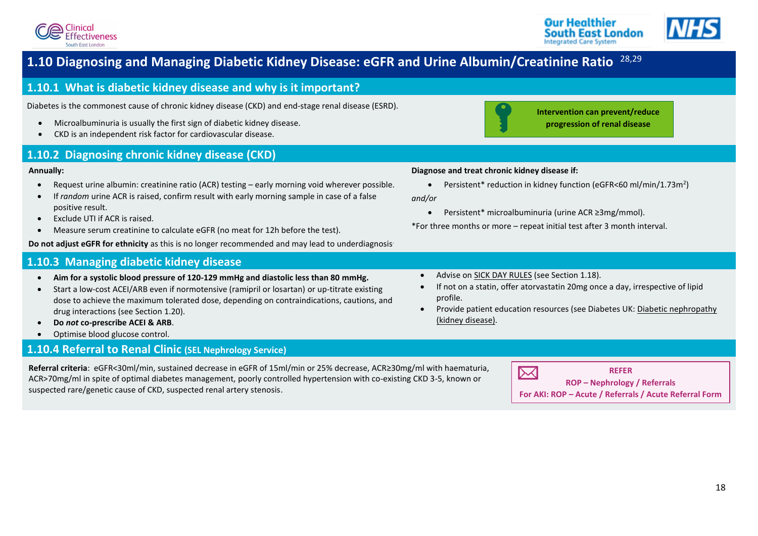# 1.10 Diagnosing and Managing Diabetic Kidney Disease: eGFR and Urine Albumin/Creatinine Ratio [28,29]

## 1.10.1 What is diabetic kidney disease and why is it important?

Diabetes is the commonest cause of chronic kidney disease (CKD) and end-stage renal disease (ESRD).

- Microalbuminuria is usually the first sign of diabetic kidney disease.
- CKD is an independent risk factor for cardiovascular disease.

**Intervention can prevent/reduce progression of renal disease**

## 1.10.2 Diagnosing chronic kidney disease (CKD)

**Annually:**

- Request urine albumin: creatinine ratio (ACR) testing – early morning void wherever possible.
- If *random* urine ACR is raised, confirm result with early morning sample in case of a false positive result.
- Exclude UTI if ACR is raised.
- Measure serum creatinine to calculate eGFR (no meat for 12h before the test).

**Do not adjust eGFR for ethnicity** as this is no longer recommended and may lead to underdiagnosis.

**Diagnose and treat chronic kidney disease if:**

- Persistent* reduction in kidney function (eGFR<60 ml/min/1.73m$^2$)

*and/or*

- Persistent* microalbuminuria (urine ACR ≥3mg/mmol).

*For three months or more – repeat initial test after 3 month interval.

## 1.10.3 Managing diabetic kidney disease

- **Aim for a systolic blood pressure of 120-129 mmHg and diastolic less than 80 mmHg.**
- Start a low-cost ACEI/ARB even if normotensive (ramipril or losartan) or up-titrate existing dose to achieve the maximum tolerated dose, depending on contraindications, cautions, and drug interactions (see Section 1.20).
- **Do *not* co-prescribe ACEI & ARB**.
- Optimise blood glucose control.
- Advise on SICK DAY RULES (see Section 1.18).
- If not on a statin, offer atorvastatin 20mg once a day, irrespective of lipid profile.
- Provide patient education resources (see Diabetes UK: Diabetic nephropathy (kidney disease)).

## 1.10.4 Referral to Renal Clinic (SEL Nephrology Service)

**Referral criteria**: eGFR<30ml/min, sustained decrease in eGFR of 15ml/min or 25% decrease, ACR≥30mg/ml with haematuria, ACR>70mg/ml in spite of optimal diabetes management, poorly controlled hypertension with co-existing CKD 3-5, known or suspected rare/genetic cause of CKD, suspected renal artery stenosis.

**REFER**
ROP – Nephrology / Referrals
For AKI: ROP – Acute / Referrals / Acute Referral Form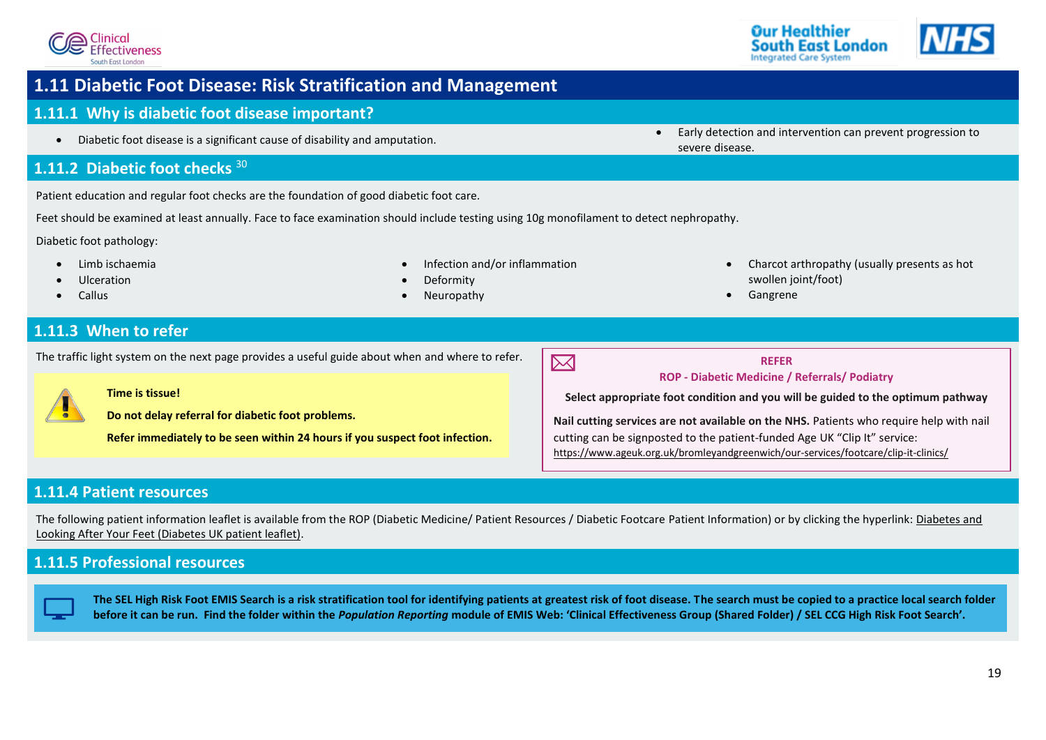# 1.11 Diabetic Foot Disease: Risk Stratification and Management

## 1.11.1 Why is diabetic foot disease important?

- Diabetic foot disease is a significant cause of disability and amputation.
- Early detection and intervention can prevent progression to severe disease.

## 1.11.2 Diabetic foot checks [30]

Patient education and regular foot checks are the foundation of good diabetic foot care.

Feet should be examined at least annually. Face to face examination should include testing using 10g monofilament to detect nephropathy.

Diabetic foot pathology:

- Limb ischaemia
- Ulceration
- Callus
- Infection and/or inflammation
- Deformity
- Neuropathy
- Charcot arthropathy (usually presents as hot swollen joint/foot)
- Gangrene

## 1.11.3 When to refer

The traffic light system on the next page provides a useful guide about when and where to refer.

**Time is tissue!**

**Do not delay referral for diabetic foot problems.**

**Refer immediately to be seen within 24 hours if you suspect foot infection.**

**REFER**

**ROP - Diabetic Medicine / Referrals/ Podiatry**

**Select appropriate foot condition and you will be guided to the optimum pathway**

**Nail cutting services are not available on the NHS.** Patients who require help with nail cutting can be signposted to the patient-funded Age UK "Clip It" service: https://www.ageuk.org.uk/bromleyandgreenwich/our-services/footcare/clip-it-clinics/

## 1.11.4 Patient resources

The following patient information leaflet is available from the ROP (Diabetic Medicine/ Patient Resources / Diabetic Footcare Patient Information) or by clicking the hyperlink: Diabetes and Looking After Your Feet (Diabetes UK patient leaflet).

## 1.11.5 Professional resources

**The SEL High Risk Foot EMIS Search is a risk stratification tool for identifying patients at greatest risk of foot disease. The search must be copied to a practice local search folder before it can be run. Find the folder within the *Population Reporting* module of EMIS Web: 'Clinical Effectiveness Group (Shared Folder) / SEL CCG High Risk Foot Search'.**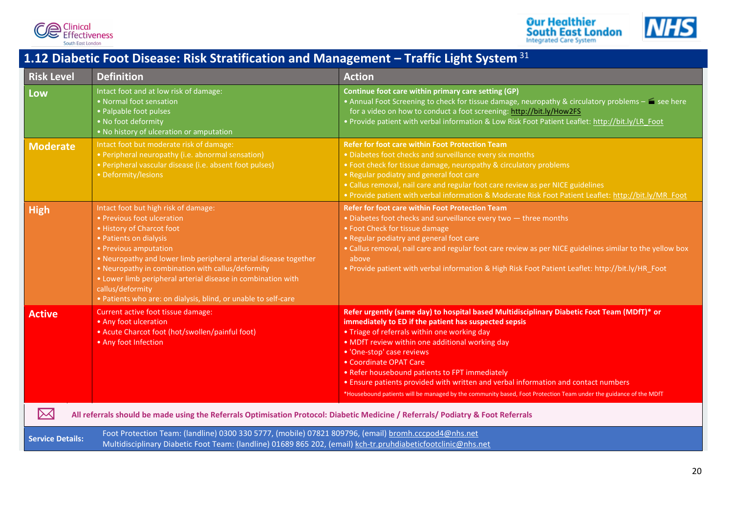## 1.12 Diabetic Foot Disease: Risk Stratification and Management – Traffic Light System[31]

| Risk Level | Definition | Action |
|---|---|---|
| **Low** | Intact foot and at low risk of damage:<br>• Normal foot sensation<br>• Palpable foot pulses<br>• No foot deformity<br>• No history of ulceration or amputation | **Continue foot care within primary care setting (GP)**<br>• Annual Foot Screening to check for tissue damage, neuropathy & circulatory problems – see here for a video on how to conduct a foot screening: http://bit.ly/How2FS<br>• Provide patient with verbal information & Low Risk Foot Patient Leaflet: http://bit.ly/LR_Foot |
| **Moderate** | Intact foot but moderate risk of damage:<br>• Peripheral neuropathy (i.e. abnormal sensation)<br>• Peripheral vascular disease (i.e. absent foot pulses)<br>• Deformity/lesions | **Refer for foot care within Foot Protection Team**<br>• Diabetes foot checks and surveillance every six months<br>• Foot check for tissue damage, neuropathy & circulatory problems<br>• Regular podiatry and general foot care<br>• Callus removal, nail care and regular foot care review as per NICE guidelines<br>• Provide patient with verbal information & Moderate Risk Foot Patient Leaflet: http://bit.ly/MR_Foot |
| **High** | Intact foot but high risk of damage:<br>• Previous foot ulceration<br>• History of Charcot foot<br>• Patients on dialysis<br>• Previous amputation<br>• Neuropathy and lower limb peripheral arterial disease together<br>• Neuropathy in combination with callus/deformity<br>• Lower limb peripheral arterial disease in combination with callus/deformity<br>• Patients who are: on dialysis, blind, or unable to self-care | **Refer for foot care within Foot Protection Team**<br>• Diabetes foot checks and surveillance every two — three months<br>• Foot Check for tissue damage<br>• Regular podiatry and general foot care<br>• Callus removal, nail care and regular foot care review as per NICE guidelines similar to the yellow box above<br>• Provide patient with verbal information & High Risk Foot Patient Leaflet: http://bit.ly/HR_Foot |
| **Active** | Current active foot tissue damage:<br>• Any foot ulceration<br>• Acute Charcot foot (hot/swollen/painful foot)<br>• Any foot Infection | **Refer urgently (same day) to hospital based Multidisciplinary Diabetic Foot Team (MDfT)* or immediately to ED if the patient has suspected sepsis**<br>• Triage of referrals within one working day<br>• MDfT review within one additional working day<br>• 'One-stop' case reviews<br>• Coordinate OPAT Care<br>• Refer housebound patients to FPT immediately<br>• Ensure patients provided with written and verbal information and contact numbers<br>*Housebound patients will be managed by the community based, Foot Protection Team under the guidance of the MDfT |

**All referrals should be made using the Referrals Optimisation Protocol: Diabetic Medicine / Referrals/ Podiatry & Foot Referrals**

**Service Details:**
Foot Protection Team: (landline) 0300 330 5777, (mobile) 07821 809796, (email) bromh.cccpod4@nhs.net
Multidisciplinary Diabetic Foot Team: (landline) 01689 865 202, (email) kch-tr.pruhdiabeticfootclinic@nhs.net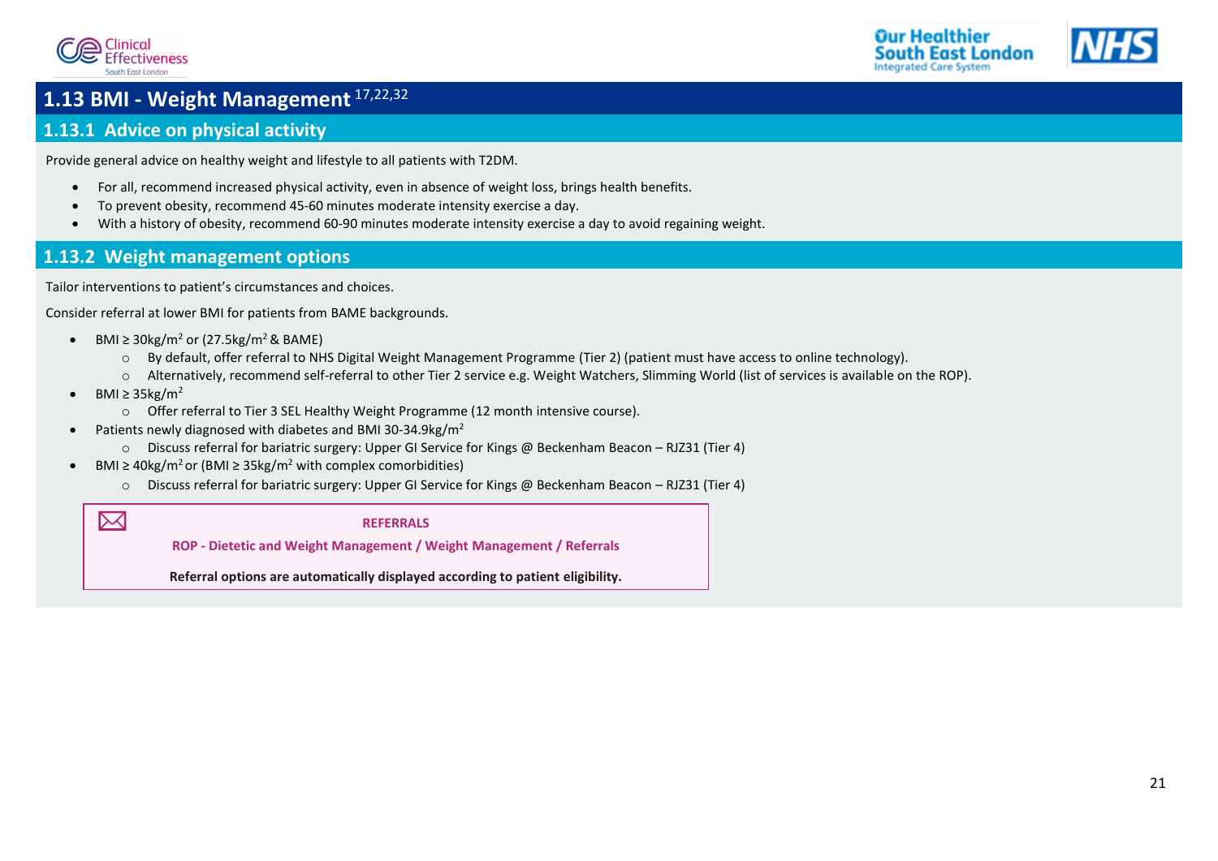## 1.13 BMI - Weight Management [17,22,32]

### 1.13.1 Advice on physical activity

Provide general advice on healthy weight and lifestyle to all patients with T2DM.

- For all, recommend increased physical activity, even in absence of weight loss, brings health benefits.
- To prevent obesity, recommend 45-60 minutes moderate intensity exercise a day.
- With a history of obesity, recommend 60-90 minutes moderate intensity exercise a day to avoid regaining weight.

### 1.13.2 Weight management options

Tailor interventions to patient's circumstances and choices.

Consider referral at lower BMI for patients from BAME backgrounds.

- BMI ≥ 30kg/m$^2$ or (27.5kg/m$^2$ & BAME)
  - By default, offer referral to NHS Digital Weight Management Programme (Tier 2) (patient must have access to online technology).
  - Alternatively, recommend self-referral to other Tier 2 service e.g. Weight Watchers, Slimming World (list of services is available on the ROP).
- BMI ≥ 35kg/m$^2$
  - Offer referral to Tier 3 SEL Healthy Weight Programme (12 month intensive course).
- Patients newly diagnosed with diabetes and BMI 30-34.9kg/m$^2$
  - Discuss referral for bariatric surgery: Upper GI Service for Kings @ Beckenham Beacon – RJZ31 (Tier 4)
- BMI ≥ 40kg/m$^2$ or (BMI ≥ 35kg/m$^2$ with complex comorbidities)
  - Discuss referral for bariatric surgery: Upper GI Service for Kings @ Beckenham Beacon – RJZ31 (Tier 4)

**REFERRALS**

**ROP - Dietetic and Weight Management / Weight Management / Referrals**

**Referral options are automatically displayed according to patient eligibility.**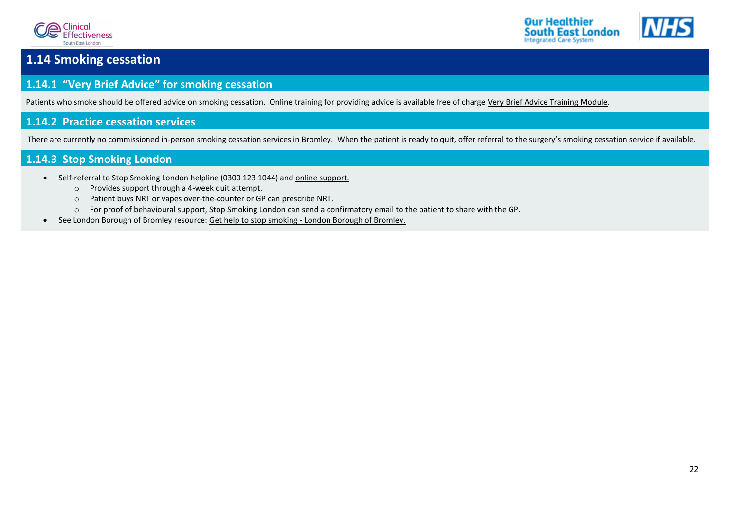## 1.14 Smoking cessation

### 1.14.1 "Very Brief Advice" for smoking cessation

Patients who smoke should be offered advice on smoking cessation. Online training for providing advice is available free of charge Very Brief Advice Training Module.

### 1.14.2 Practice cessation services

There are currently no commissioned in-person smoking cessation services in Bromley. When the patient is ready to quit, offer referral to the surgery's smoking cessation service if available.

### 1.14.3 Stop Smoking London

- Self-referral to Stop Smoking London helpline (0300 123 1044) and online support.
  - Provides support through a 4-week quit attempt.
  - Patient buys NRT or vapes over-the-counter or GP can prescribe NRT.
  - For proof of behavioural support, Stop Smoking London can send a confirmatory email to the patient to share with the GP.
- See London Borough of Bromley resource: Get help to stop smoking - London Borough of Bromley.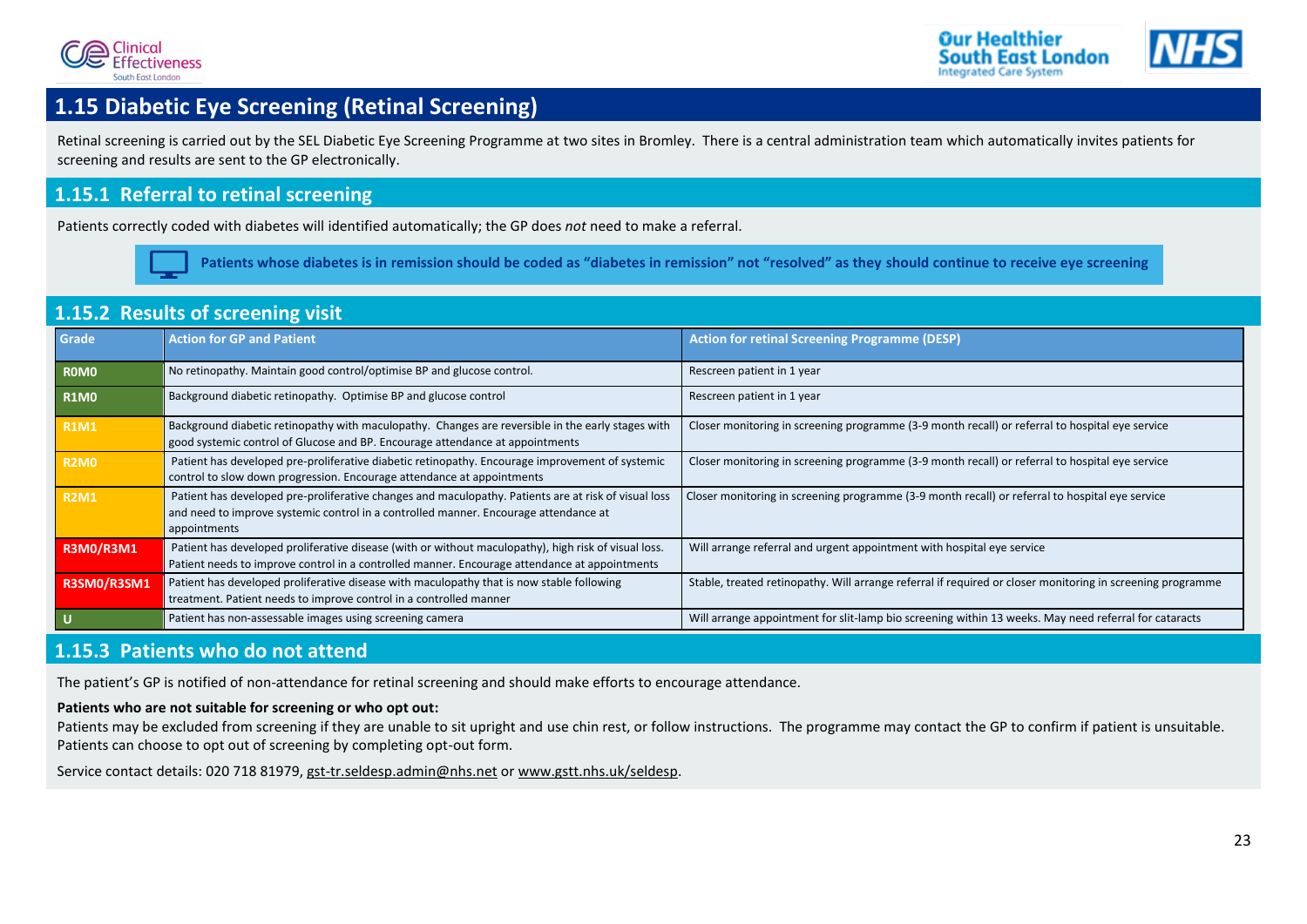## 1.15 Diabetic Eye Screening (Retinal Screening)

Retinal screening is carried out by the SEL Diabetic Eye Screening Programme at two sites in Bromley. There is a central administration team which automatically invites patients for screening and results are sent to the GP electronically.

### 1.15.1 Referral to retinal screening

Patients correctly coded with diabetes will identified automatically; the GP does *not* need to make a referral.

**Patients whose diabetes is in remission should be coded as "diabetes in remission" not "resolved" as they should continue to receive eye screening**

### 1.15.2 Results of screening visit

| Grade | Action for GP and Patient | Action for retinal Screening Programme (DESP) |
|---|---|---|
| R0M0 | No retinopathy. Maintain good control/optimise BP and glucose control. | Rescreen patient in 1 year |
| R1M0 | Background diabetic retinopathy. Optimise BP and glucose control | Rescreen patient in 1 year |
| R1M1 | Background diabetic retinopathy with maculopathy. Changes are reversible in the early stages with good systemic control of Glucose and BP. Encourage attendance at appointments | Closer monitoring in screening programme (3-9 month recall) or referral to hospital eye service |
| R2M0 | Patient has developed pre-proliferative diabetic retinopathy. Encourage improvement of systemic control to slow down progression. Encourage attendance at appointments | Closer monitoring in screening programme (3-9 month recall) or referral to hospital eye service |
| R2M1 | Patient has developed pre-proliferative changes and maculopathy. Patients are at risk of visual loss and need to improve systemic control in a controlled manner. Encourage attendance at appointments | Closer monitoring in screening programme (3-9 month recall) or referral to hospital eye service |
| R3M0/R3M1 | Patient has developed proliferative disease (with or without maculopathy), high risk of visual loss. Patient needs to improve control in a controlled manner. Encourage attendance at appointments | Will arrange referral and urgent appointment with hospital eye service |
| R3SM0/R3SM1 | Patient has developed proliferative disease with maculopathy that is now stable following treatment. Patient needs to improve control in a controlled manner | Stable, treated retinopathy. Will arrange referral if required or closer monitoring in screening programme |
| U | Patient has non-assessable images using screening camera | Will arrange appointment for slit-lamp bio screening within 13 weeks. May need referral for cataracts |

### 1.15.3 Patients who do not attend

The patient's GP is notified of non-attendance for retinal screening and should make efforts to encourage attendance.

**Patients who are not suitable for screening or who opt out:**
Patients may be excluded from screening if they are unable to sit upright and use chin rest, or follow instructions. The programme may contact the GP to confirm if patient is unsuitable. Patients can choose to opt out of screening by completing opt-out form.

Service contact details: 020 718 81979, gst-tr.seldesp.admin@nhs.net or www.gstt.nhs.uk/seldesp.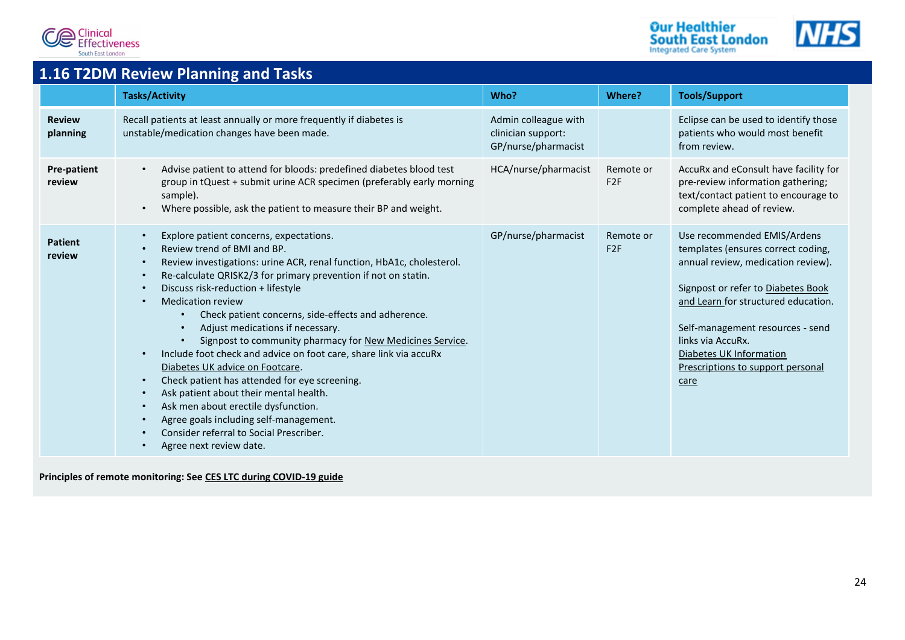## 1.16 T2DM Review Planning and Tasks

| | Tasks/Activity | Who? | Where? | Tools/Support |
|---|---|---|---|---|
| **Review planning** | Recall patients at least annually or more frequently if diabetes is unstable/medication changes have been made. | Admin colleague with clinician support: GP/nurse/pharmacist | | Eclipse can be used to identify those patients who would most benefit from review. |
| **Pre-patient review** | • Advise patient to attend for bloods: predefined diabetes blood test group in tQuest + submit urine ACR specimen (preferably early morning sample).<br>• Where possible, ask the patient to measure their BP and weight. | HCA/nurse/pharmacist | Remote or F2F | AccuRx and eConsult have facility for pre-review information gathering; text/contact patient to encourage to complete ahead of review. |
| **Patient review** | • Explore patient concerns, expectations.<br>• Review trend of BMI and BP.<br>• Review investigations: urine ACR, renal function, HbA1c, cholesterol.<br>• Re-calculate QRISK2/3 for primary prevention if not on statin.<br>• Discuss risk-reduction + lifestyle<br>• Medication review<br>&nbsp;&nbsp;&nbsp;&nbsp;• Check patient concerns, side-effects and adherence.<br>&nbsp;&nbsp;&nbsp;&nbsp;• Adjust medications if necessary.<br>&nbsp;&nbsp;&nbsp;&nbsp;• Signpost to community pharmacy for New Medicines Service.<br>• Include foot check and advice on foot care, share link via accuRx Diabetes UK advice on Footcare.<br>• Check patient has attended for eye screening.<br>• Ask patient about their mental health.<br>• Ask men about erectile dysfunction.<br>• Agree goals including self-management.<br>• Consider referral to Social Prescriber.<br>• Agree next review date. | GP/nurse/pharmacist | Remote or F2F | Use recommended EMIS/Ardens templates (ensures correct coding, annual review, medication review).<br><br>Signpost or refer to Diabetes Book and Learn for structured education.<br><br>Self-management resources - send links via AccuRx.<br>Diabetes UK Information<br>Prescriptions to support personal care |

**Principles of remote monitoring: See CES LTC during COVID-19 guide**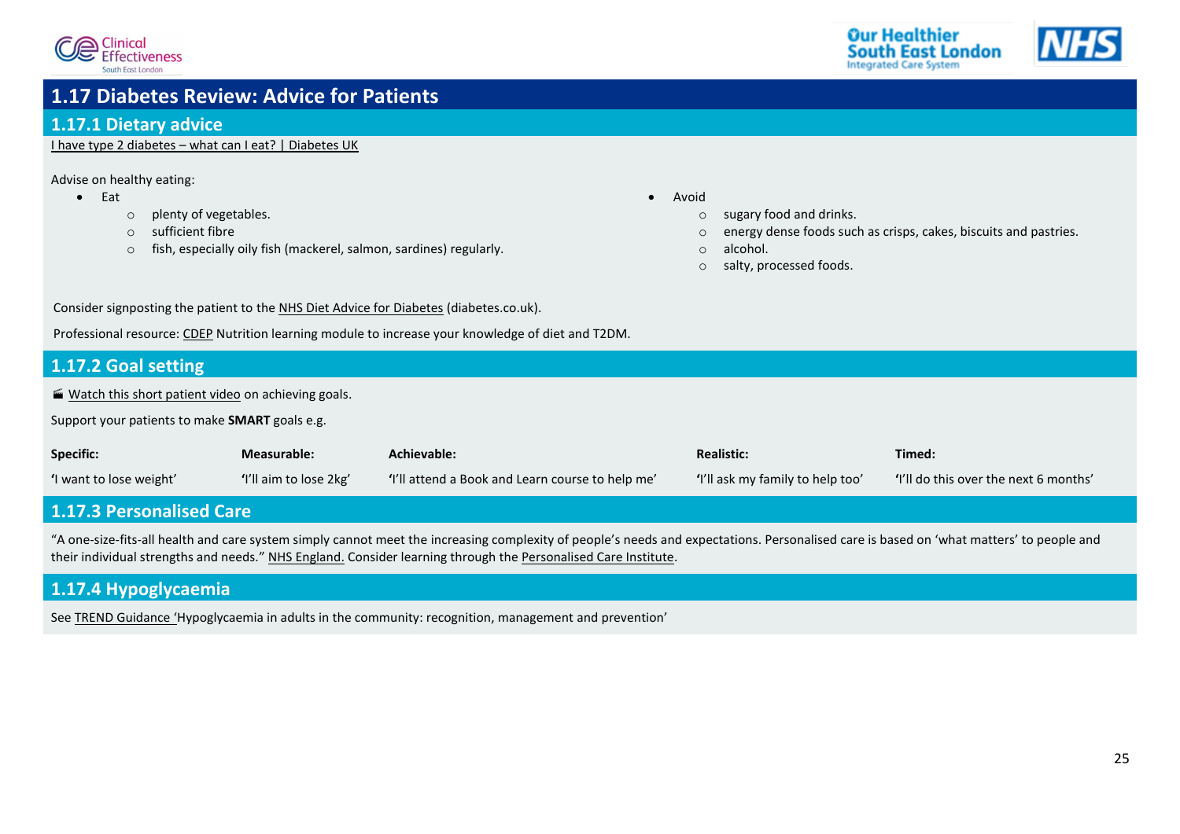# 1.17 Diabetes Review: Advice for Patients

## 1.17.1 Dietary advice

I have type 2 diabetes – what can I eat? | Diabetes UK

Advise on healthy eating:

- Eat
  - plenty of vegetables.
  - sufficient fibre
  - fish, especially oily fish (mackerel, salmon, sardines) regularly.
- Avoid
  - sugary food and drinks.
  - energy dense foods such as crisps, cakes, biscuits and pastries.
  - alcohol.
  - salty, processed foods.

Consider signposting the patient to the NHS Diet Advice for Diabetes (diabetes.co.uk).

Professional resource: CDEP Nutrition learning module to increase your knowledge of diet and T2DM.

## 1.17.2 Goal setting

🎬 Watch this short patient video on achieving goals.

Support your patients to make **SMART** goals e.g.

| **Specific:** | **Measurable:** | **Achievable:** | **Realistic:** | **Timed:** |
|---|---|---|---|---|
| 'I want to lose weight' | 'I'll aim to lose 2kg' | 'I'll attend a Book and Learn course to help me' | 'I'll ask my family to help too' | 'I'll do this over the next 6 months' |

## 1.17.3 Personalised Care

"A one-size-fits-all health and care system simply cannot meet the increasing complexity of people's needs and expectations. Personalised care is based on 'what matters' to people and their individual strengths and needs." NHS England. Consider learning through the Personalised Care Institute.

## 1.17.4 Hypoglycaemia

See TREND Guidance 'Hypoglycaemia in adults in the community: recognition, management and prevention'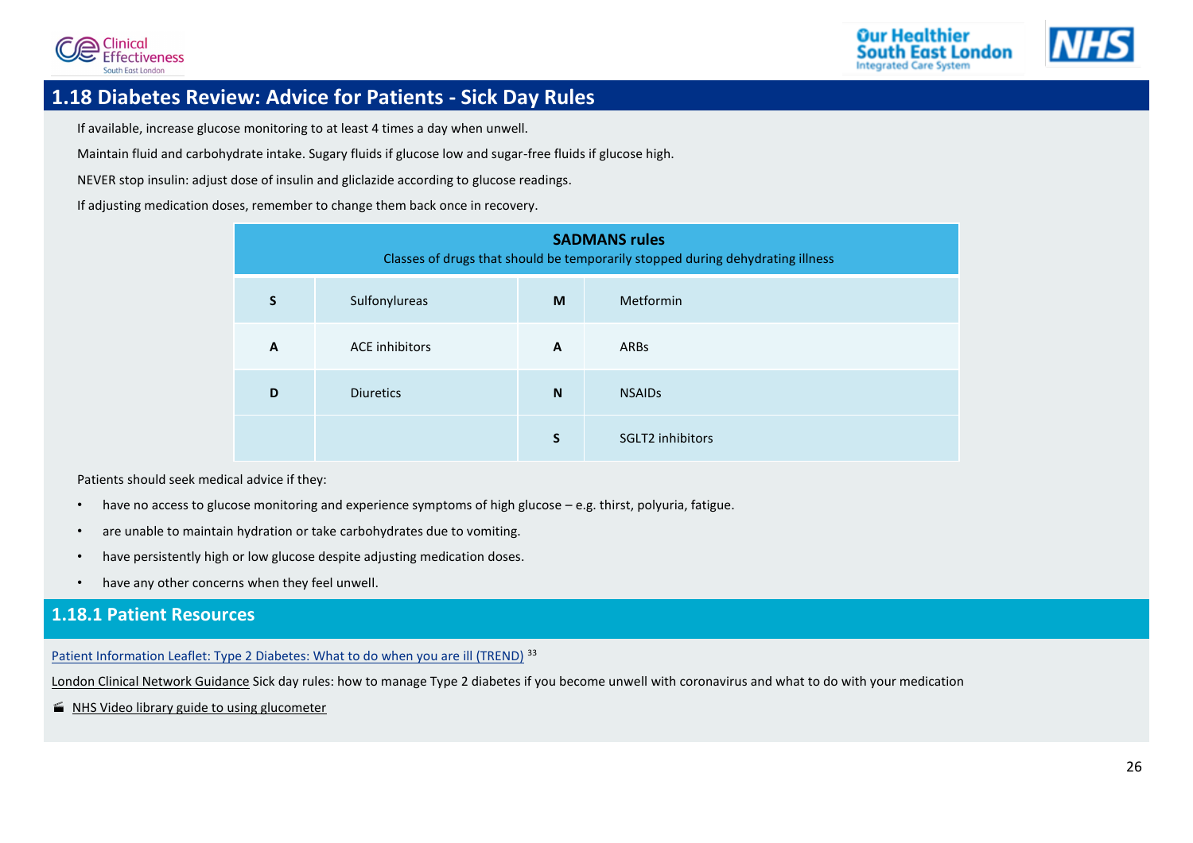## 1.18 Diabetes Review: Advice for Patients - Sick Day Rules

If available, increase glucose monitoring to at least 4 times a day when unwell.

Maintain fluid and carbohydrate intake. Sugary fluids if glucose low and sugar-free fluids if glucose high.

NEVER stop insulin: adjust dose of insulin and gliclazide according to glucose readings.

If adjusting medication doses, remember to change them back once in recovery.

| **SADMANS rules** Classes of drugs that should be temporarily stopped during dehydrating illness | | | |
|---|---|---|---|
| **S** | Sulfonylureas | **M** | Metformin |
| **A** | ACE inhibitors | **A** | ARBs |
| **D** | Diuretics | **N** | NSAIDs |
| | | **S** | SGLT2 inhibitors |

Patients should seek medical advice if they:

- have no access to glucose monitoring and experience symptoms of high glucose – e.g. thirst, polyuria, fatigue.
- are unable to maintain hydration or take carbohydrates due to vomiting.
- have persistently high or low glucose despite adjusting medication doses.
- have any other concerns when they feel unwell.

### 1.18.1 Patient Resources

Patient Information Leaflet: Type 2 Diabetes: What to do when you are ill (TREND) [33]

London Clinical Network Guidance Sick day rules: how to manage Type 2 diabetes if you become unwell with coronavirus and what to do with your medication

NHS Video library guide to using glucometer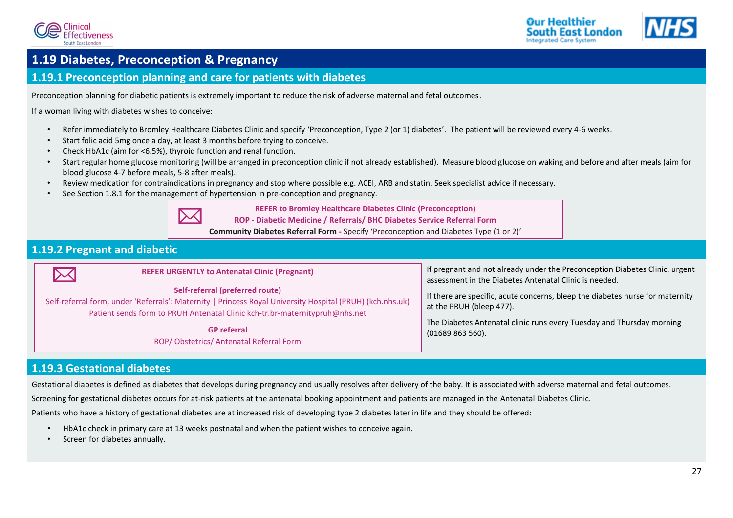# 1.19 Diabetes, Preconception & Pregnancy

## 1.19.1 Preconception planning and care for patients with diabetes

Preconception planning for diabetic patients is extremely important to reduce the risk of adverse maternal and fetal outcomes.

If a woman living with diabetes wishes to conceive:

- Refer immediately to Bromley Healthcare Diabetes Clinic and specify 'Preconception, Type 2 (or 1) diabetes'. The patient will be reviewed every 4-6 weeks.
- Start folic acid 5mg once a day, at least 3 months before trying to conceive.
- Check HbA1c (aim for <6.5%), thyroid function and renal function.
- Start regular home glucose monitoring (will be arranged in preconception clinic if not already established). Measure blood glucose on waking and before and after meals (aim for blood glucose 4-7 before meals, 5-8 after meals).
- Review medication for contraindications in pregnancy and stop where possible e.g. ACEI, ARB and statin. Seek specialist advice if necessary.
- See Section 1.8.1 for the management of hypertension in pre-conception and pregnancy.

> **REFER to Bromley Healthcare Diabetes Clinic (Preconception)**
> **ROP - Diabetic Medicine / Referrals/ BHC Diabetes Service Referral Form**
> **Community Diabetes Referral Form -** Specify 'Preconception and Diabetes Type (1 or 2)'

## 1.19.2 Pregnant and diabetic

> **REFER URGENTLY to Antenatal Clinic (Pregnant)**
>
> **Self-referral (preferred route)**
> Self-referral form, under 'Referrals': Maternity | Princess Royal University Hospital (PRUH) (kch.nhs.uk)
> Patient sends form to PRUH Antenatal Clinic kch-tr.br-maternitypruh@nhs.net
>
> **GP referral**
> ROP/ Obstetrics/ Antenatal Referral Form

If pregnant and not already under the Preconception Diabetes Clinic, urgent assessment in the Diabetes Antenatal Clinic is needed.

If there are specific, acute concerns, bleep the diabetes nurse for maternity at the PRUH (bleep 477).

The Diabetes Antenatal clinic runs every Tuesday and Thursday morning (01689 863 560).

## 1.19.3 Gestational diabetes

Gestational diabetes is defined as diabetes that develops during pregnancy and usually resolves after delivery of the baby. It is associated with adverse maternal and fetal outcomes.

Screening for gestational diabetes occurs for at-risk patients at the antenatal booking appointment and patients are managed in the Antenatal Diabetes Clinic.

Patients who have a history of gestational diabetes are at increased risk of developing type 2 diabetes later in life and they should be offered:

- HbA1c check in primary care at 13 weeks postnatal and when the patient wishes to conceive again.
- Screen for diabetes annually.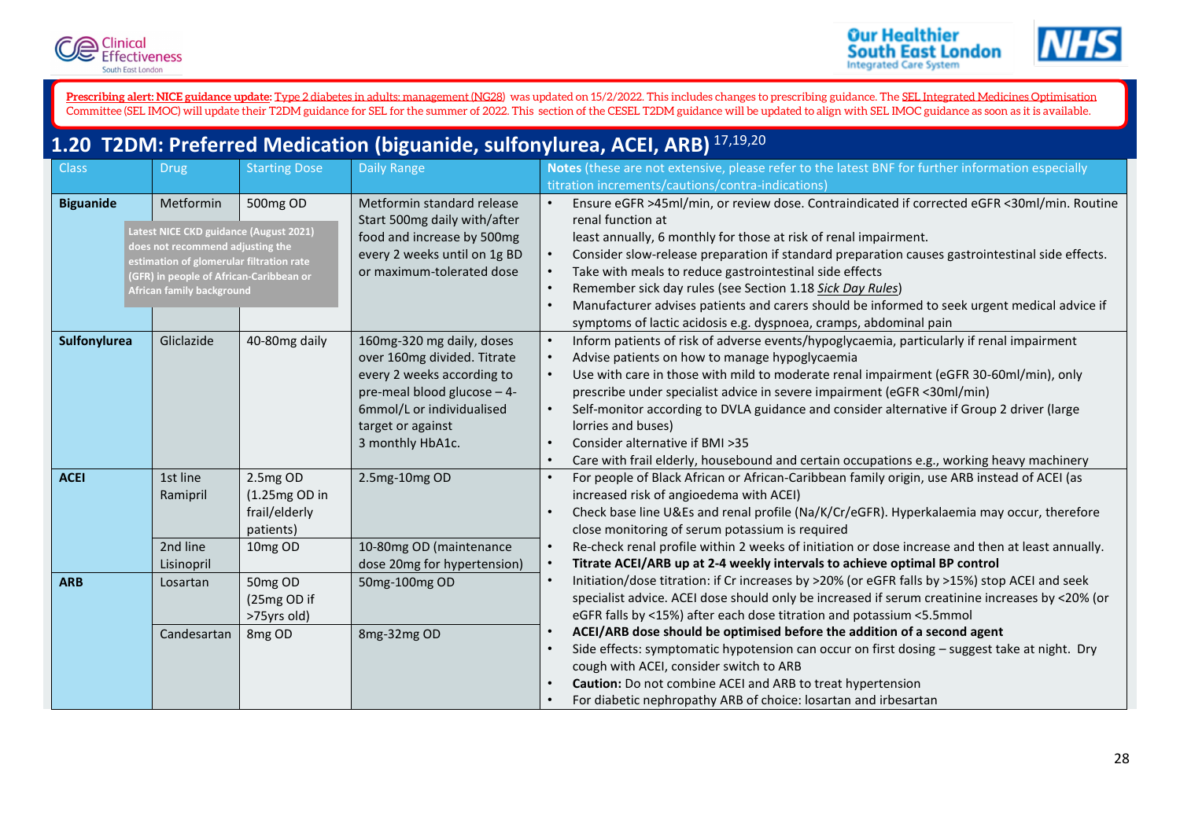**Prescribing alert: NICE guidance update:** Type 2 diabetes in adults: management (NG28) was updated on 15/2/2022. This includes changes to prescribing guidance. The SEL Integrated Medicines Optimisation Committee (SEL IMOC) will update their T2DM guidance for SEL for the summer of 2022. This section of the CESEL T2DM guidance will be updated to align with SEL IMOC guidance as soon as it is available.

## 1.20 T2DM: Preferred Medication (biguanide, sulfonylurea, ACEI, ARB) [17,19,20]

| Class | Drug | Starting Dose | Daily Range | **Notes** (these are not extensive, please refer to the latest BNF for further information especially titration increments/cautions/contra-indications) |
|---|---|---|---|---|
| **Biguanide** | Metformin<br><br>Latest NICE CKD guidance (August 2021) does not recommend adjusting the estimation of glomerular filtration rate (GFR) in people of African-Caribbean or African family background | 500mg OD | Metformin standard release Start 500mg daily with/after food and increase by 500mg every 2 weeks until on 1g BD or maximum-tolerated dose | • Ensure eGFR >45ml/min, or review dose. Contraindicated if corrected eGFR <30ml/min. Routine renal function at least annually, 6 monthly for those at risk of renal impairment.<br>• Consider slow-release preparation if standard preparation causes gastrointestinal side effects.<br>• Take with meals to reduce gastrointestinal side effects<br>• Remember sick day rules (see Section 1.18 *Sick Day Rules*)<br>• Manufacturer advises patients and carers should be informed to seek urgent medical advice if symptoms of lactic acidosis e.g. dyspnoea, cramps, abdominal pain |
| **Sulfonylurea** | Gliclazide | 40-80mg daily | 160mg-320 mg daily, doses over 160mg divided. Titrate every 2 weeks according to pre-meal blood glucose – 4-6mmol/L or individualised target or against 3 monthly HbA1c. | • Inform patients of risk of adverse events/hypoglycaemia, particularly if renal impairment<br>• Advise patients on how to manage hypoglycaemia<br>• Use with care in those with mild to moderate renal impairment (eGFR 30-60ml/min), only prescribe under specialist advice in severe impairment (eGFR <30ml/min)<br>• Self-monitor according to DVLA guidance and consider alternative if Group 2 driver (large lorries and buses)<br>• Consider alternative if BMI >35<br>• Care with frail elderly, housebound and certain occupations e.g., working heavy machinery |
| **ACEI** | 1st line Ramipril | 2.5mg OD (1.25mg OD in frail/elderly patients) | 2.5mg-10mg OD | • For people of Black African or African-Caribbean family origin, use ARB instead of ACEI (as increased risk of angioedema with ACEI)<br>• Check base line U&Es and renal profile (Na/K/Cr/eGFR). Hyperkalaemia may occur, therefore close monitoring of serum potassium is required |
| | 2nd line Lisinopril | 10mg OD | 10-80mg OD (maintenance dose 20mg for hypertension) | • Re-check renal profile within 2 weeks of initiation or dose increase and then at least annually.<br>• **Titrate ACEI/ARB up at 2-4 weekly intervals to achieve optimal BP control** |
| **ARB** | Losartan | 50mg OD (25mg OD if >75yrs old) | 50mg-100mg OD | • Initiation/dose titration: if Cr increases by >20% (or eGFR falls by >15%) stop ACEI and seek specialist advice. ACEI dose should only be increased if serum creatinine increases by <20% (or eGFR falls by <15%) after each dose titration and potassium <5.5mmol |
| | Candesartan | 8mg OD | 8mg-32mg OD | • **ACEI/ARB dose should be optimised before the addition of a second agent**<br>• Side effects: symptomatic hypotension can occur on first dosing – suggest take at night. Dry cough with ACEI, consider switch to ARB<br>• **Caution:** Do not combine ACEI and ARB to treat hypertension<br>• For diabetic nephropathy ARB of choice: losartan and irbesartan |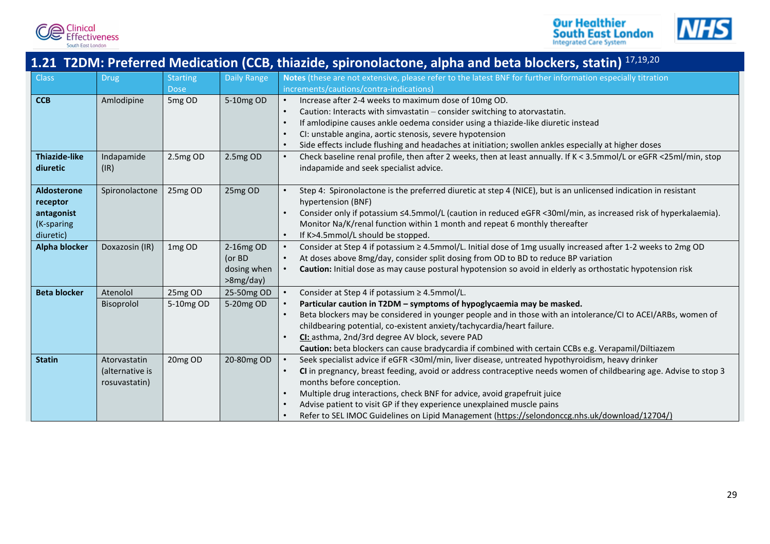## 1.21 T2DM: Preferred Medication (CCB, thiazide, spironolactone, alpha and beta blockers, statin) [17,19,20]

| Class | Drug | Starting Dose | Daily Range | Notes (these are not extensive, please refer to the latest BNF for further information especially titration increments/cautions/contra-indications) |
|---|---|---|---|---|
| **CCB** | Amlodipine | 5mg OD | 5-10mg OD | • Increase after 2-4 weeks to maximum dose of 10mg OD.<br>• Caution: Interacts with simvastatin – consider switching to atorvastatin.<br>• If amlodipine causes ankle oedema consider using a thiazide-like diuretic instead<br>• CI: unstable angina, aortic stenosis, severe hypotension<br>• Side effects include flushing and headaches at initiation; swollen ankles especially at higher doses |
| **Thiazide-like diuretic** | Indapamide (IR) | 2.5mg OD | 2.5mg OD | • Check baseline renal profile, then after 2 weeks, then at least annually. If K < 3.5mmol/L or eGFR <25ml/min, stop indapamide and seek specialist advice. |
| **Aldosterone receptor antagonist** (K-sparing diuretic) | Spironolactone | 25mg OD | 25mg OD | • Step 4: Spironolactone is the preferred diuretic at step 4 (NICE), but is an unlicensed indication in resistant hypertension (BNF)<br>• Consider only if potassium ≤4.5mmol/L (caution in reduced eGFR <30ml/min, as increased risk of hyperkalaemia). Monitor Na/K/renal function within 1 month and repeat 6 monthly thereafter<br>• If K>4.5mmol/L should be stopped. |
| **Alpha blocker** | Doxazosin (IR) | 1mg OD | 2-16mg OD (or BD dosing when >8mg/day) | • Consider at Step 4 if potassium ≥ 4.5mmol/L. Initial dose of 1mg usually increased after 1-2 weeks to 2mg OD<br>• At doses above 8mg/day, consider split dosing from OD to BD to reduce BP variation<br>• **Caution:** Initial dose as may cause postural hypotension so avoid in elderly as orthostatic hypotension risk |
| **Beta blocker** | Atenolol | 25mg OD | 25-50mg OD | • Consider at Step 4 if potassium ≥ 4.5mmol/L.<br>• **Particular caution in T2DM – symptoms of hypoglycaemia may be masked.**<br>• Beta blockers may be considered in younger people and in those with an intolerance/CI to ACEI/ARBs, women of childbearing potential, co-existent anxiety/tachycardia/heart failure.<br>• **CI:** asthma, 2nd/3rd degree AV block, severe PAD<br>**Caution:** beta blockers can cause bradycardia if combined with certain CCBs e.g. Verapamil/Diltiazem |
| | Bisoprolol | 5-10mg OD | 5-20mg OD | |
| **Statin** | Atorvastatin (alternative is rosuvastatin) | 20mg OD | 20-80mg OD | • Seek specialist advice if eGFR <30ml/min, liver disease, untreated hypothyroidism, heavy drinker<br>• **CI** in pregnancy, breast feeding, avoid or address contraceptive needs women of childbearing age. Advise to stop 3 months before conception.<br>• Multiple drug interactions, check BNF for advice, avoid grapefruit juice<br>• Advise patient to visit GP if they experience unexplained muscle pains<br>• Refer to SEL IMOC Guidelines on Lipid Management (https://selondonccg.nhs.uk/download/12704/) |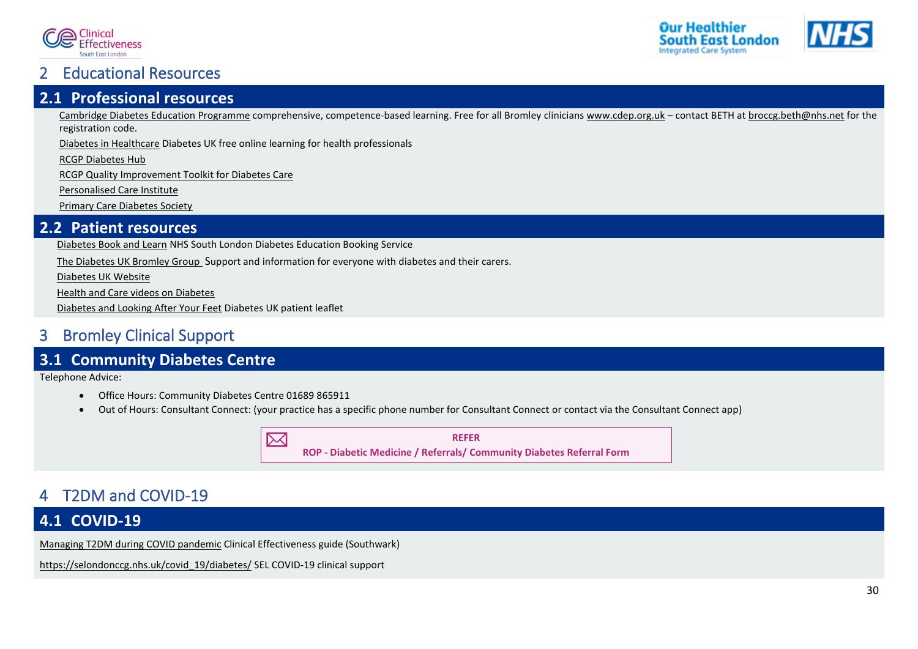# 2 Educational Resources

## 2.1 Professional resources

Cambridge Diabetes Education Programme comprehensive, competence-based learning. Free for all Bromley clinicians www.cdep.org.uk – contact BETH at broccg.beth@nhs.net for the registration code.

Diabetes in Healthcare Diabetes UK free online learning for health professionals

RCGP Diabetes Hub

RCGP Quality Improvement Toolkit for Diabetes Care

Personalised Care Institute

Primary Care Diabetes Society

## 2.2 Patient resources

Diabetes Book and Learn NHS South London Diabetes Education Booking Service

The Diabetes UK Bromley Group Support and information for everyone with diabetes and their carers.

Diabetes UK Website

Health and Care videos on Diabetes

Diabetes and Looking After Your Feet Diabetes UK patient leaflet

# 3 Bromley Clinical Support

## 3.1 Community Diabetes Centre

Telephone Advice:

- Office Hours: Community Diabetes Centre 01689 865911
- Out of Hours: Consultant Connect: (your practice has a specific phone number for Consultant Connect or contact via the Consultant Connect app)

**REFER**
**ROP - Diabetic Medicine / Referrals/ Community Diabetes Referral Form**

# 4 T2DM and COVID-19

## 4.1 COVID-19

Managing T2DM during COVID pandemic Clinical Effectiveness guide (Southwark)

https://selondonccg.nhs.uk/covid_19/diabetes/ SEL COVID-19 clinical support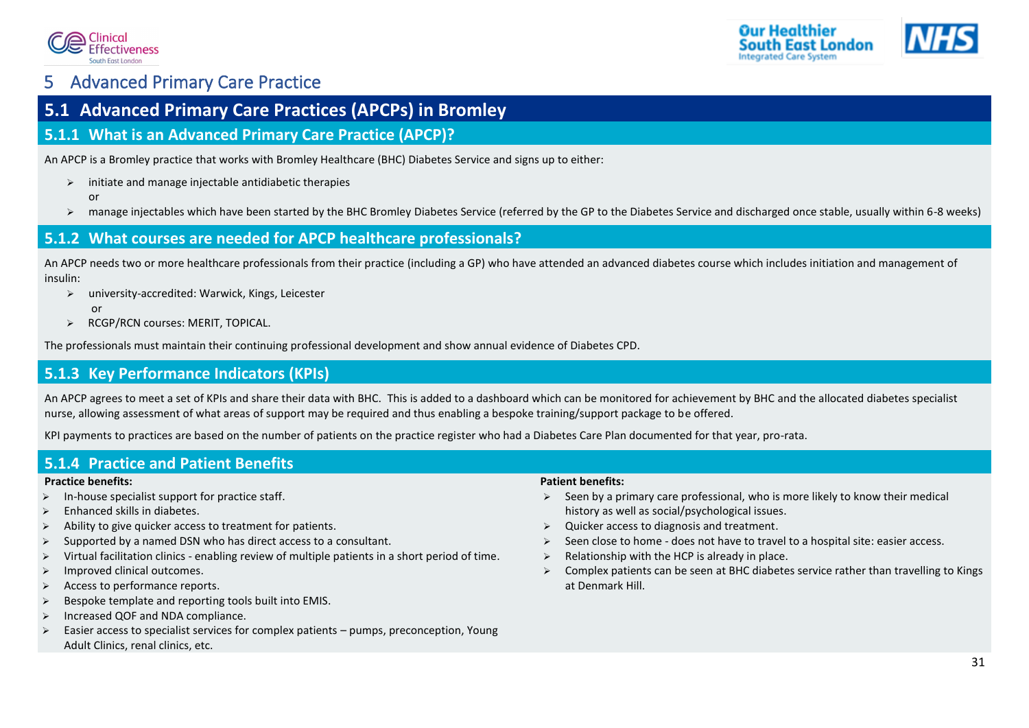# 5 Advanced Primary Care Practice

## 5.1 Advanced Primary Care Practices (APCPs) in Bromley

### 5.1.1 What is an Advanced Primary Care Practice (APCP)?

An APCP is a Bromley practice that works with Bromley Healthcare (BHC) Diabetes Service and signs up to either:

- initiate and manage injectable antidiabetic therapies
  
  or
- manage injectables which have been started by the BHC Bromley Diabetes Service (referred by the GP to the Diabetes Service and discharged once stable, usually within 6-8 weeks)

### 5.1.2 What courses are needed for APCP healthcare professionals?

An APCP needs two or more healthcare professionals from their practice (including a GP) who have attended an advanced diabetes course which includes initiation and management of insulin:

- university-accredited: Warwick, Kings, Leicester
  
  or
- RCGP/RCN courses: MERIT, TOPICAL.

The professionals must maintain their continuing professional development and show annual evidence of Diabetes CPD.

### 5.1.3 Key Performance Indicators (KPIs)

An APCP agrees to meet a set of KPIs and share their data with BHC. This is added to a dashboard which can be monitored for achievement by BHC and the allocated diabetes specialist nurse, allowing assessment of what areas of support may be required and thus enabling a bespoke training/support package to be offered.

KPI payments to practices are based on the number of patients on the practice register who had a Diabetes Care Plan documented for that year, pro-rata.

### 5.1.4 Practice and Patient Benefits

**Practice benefits:**

- In-house specialist support for practice staff.
- Enhanced skills in diabetes.
- Ability to give quicker access to treatment for patients.
- Supported by a named DSN who has direct access to a consultant.
- Virtual facilitation clinics - enabling review of multiple patients in a short period of time.
- Improved clinical outcomes.
- Access to performance reports.
- Bespoke template and reporting tools built into EMIS.
- Increased QOF and NDA compliance.
- Easier access to specialist services for complex patients – pumps, preconception, Young Adult Clinics, renal clinics, etc.

**Patient benefits:**

- Seen by a primary care professional, who is more likely to know their medical history as well as social/psychological issues.
- Quicker access to diagnosis and treatment.
- Seen close to home - does not have to travel to a hospital site: easier access.
- Relationship with the HCP is already in place.
- Complex patients can be seen at BHC diabetes service rather than travelling to Kings at Denmark Hill.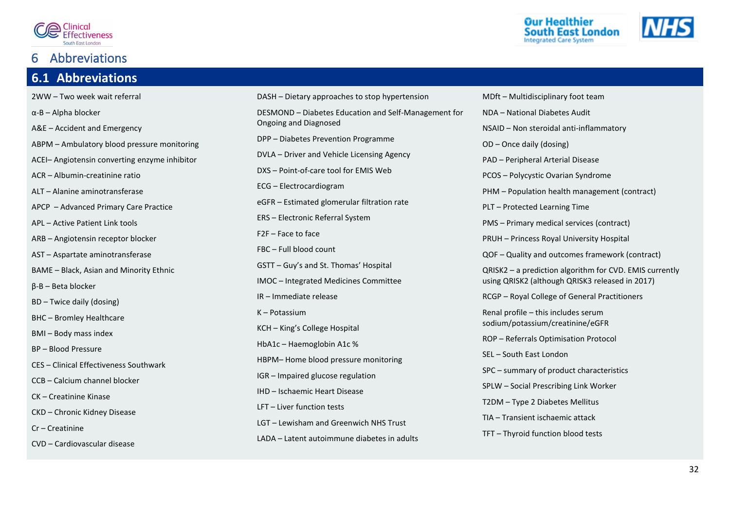# 6 Abbreviations

## 6.1 Abbreviations

2WW – Two week wait referral

α-B – Alpha blocker

A&E – Accident and Emergency

ABPM – Ambulatory blood pressure monitoring

ACEI– Angiotensin converting enzyme inhibitor

ACR – Albumin-creatinine ratio

ALT – Alanine aminotransferase

APCP – Advanced Primary Care Practice

APL – Active Patient Link tools

ARB – Angiotensin receptor blocker

AST – Aspartate aminotransferase

BAME – Black, Asian and Minority Ethnic

β-B – Beta blocker

BD – Twice daily (dosing)

BHC – Bromley Healthcare

BMI – Body mass index

BP – Blood Pressure

CES – Clinical Effectiveness Southwark

CCB – Calcium channel blocker

CK – Creatinine Kinase

CKD – Chronic Kidney Disease

Cr – Creatinine

CVD – Cardiovascular disease

DASH – Dietary approaches to stop hypertension

DESMOND – Diabetes Education and Self-Management for Ongoing and Diagnosed

DPP – Diabetes Prevention Programme

DVLA – Driver and Vehicle Licensing Agency

DXS – Point-of-care tool for EMIS Web

ECG – Electrocardiogram

eGFR – Estimated glomerular filtration rate

ERS – Electronic Referral System

F2F – Face to face

FBC – Full blood count

GSTT – Guy's and St. Thomas' Hospital

IMOC – Integrated Medicines Committee

IR – Immediate release

K – Potassium

KCH – King's College Hospital

HbA1c – Haemoglobin A1c %

HBPM– Home blood pressure monitoring

IGR – Impaired glucose regulation

IHD – Ischaemic Heart Disease

LFT – Liver function tests

LGT – Lewisham and Greenwich NHS Trust

LADA – Latent autoimmune diabetes in adults

MDft – Multidisciplinary foot team

NDA – National Diabetes Audit

NSAID – Non steroidal anti-inflammatory

OD – Once daily (dosing)

PAD – Peripheral Arterial Disease

PCOS – Polycystic Ovarian Syndrome

PHM – Population health management (contract)

PLT – Protected Learning Time

PMS – Primary medical services (contract)

PRUH – Princess Royal University Hospital

QOF – Quality and outcomes framework (contract)

QRISK2 – a prediction algorithm for CVD. EMIS currently using QRISK2 (although QRISK3 released in 2017)

RCGP – Royal College of General Practitioners

Renal profile – this includes serum sodium/potassium/creatinine/eGFR

ROP – Referrals Optimisation Protocol

SEL – South East London

SPC – summary of product characteristics

SPLW – Social Prescribing Link Worker

T2DM – Type 2 Diabetes Mellitus

TIA – Transient ischaemic attack

TFT – Thyroid function blood tests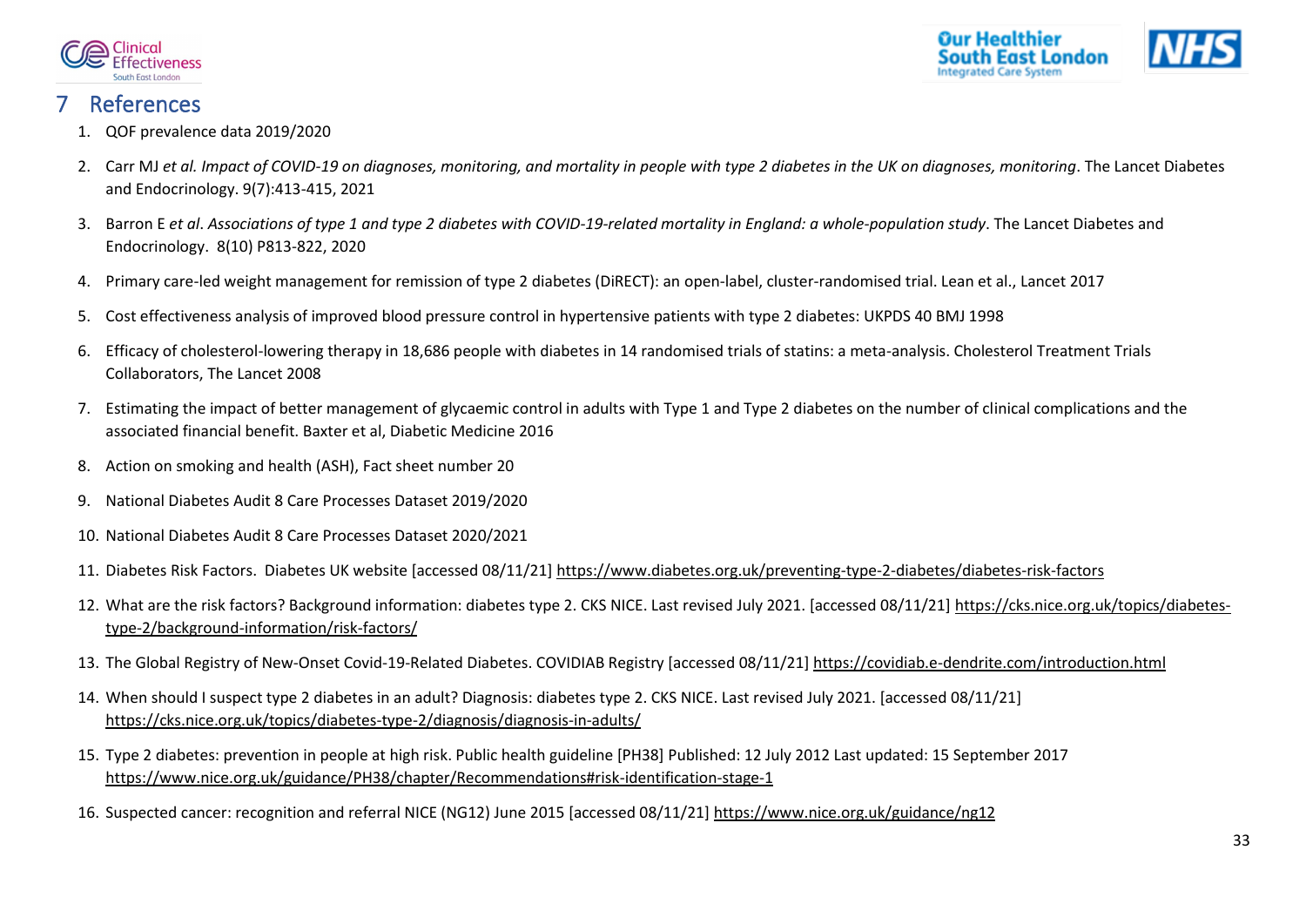# 7 References

1. QOF prevalence data 2019/2020
2. Carr MJ *et al. Impact of COVID-19 on diagnoses, monitoring, and mortality in people with type 2 diabetes in the UK on diagnoses, monitoring*. The Lancet Diabetes and Endocrinology. 9(7):413-415, 2021
3. Barron E *et al*. *Associations of type 1 and type 2 diabetes with COVID-19-related mortality in England: a whole-population study*. The Lancet Diabetes and Endocrinology. 8(10) P813-822, 2020
4. Primary care-led weight management for remission of type 2 diabetes (DiRECT): an open-label, cluster-randomised trial. Lean et al., Lancet 2017
5. Cost effectiveness analysis of improved blood pressure control in hypertensive patients with type 2 diabetes: UKPDS 40 BMJ 1998
6. Efficacy of cholesterol-lowering therapy in 18,686 people with diabetes in 14 randomised trials of statins: a meta-analysis. Cholesterol Treatment Trials Collaborators, The Lancet 2008
7. Estimating the impact of better management of glycaemic control in adults with Type 1 and Type 2 diabetes on the number of clinical complications and the associated financial benefit. Baxter et al, Diabetic Medicine 2016
8. Action on smoking and health (ASH), Fact sheet number 20
9. National Diabetes Audit 8 Care Processes Dataset 2019/2020
10. National Diabetes Audit 8 Care Processes Dataset 2020/2021
11. Diabetes Risk Factors. Diabetes UK website [accessed 08/11/21] https://www.diabetes.org.uk/preventing-type-2-diabetes/diabetes-risk-factors
12. What are the risk factors? Background information: diabetes type 2. CKS NICE. Last revised July 2021. [accessed 08/11/21] https://cks.nice.org.uk/topics/diabetes-type-2/background-information/risk-factors/
13. The Global Registry of New-Onset Covid-19-Related Diabetes. COVIDIAB Registry [accessed 08/11/21] https://covidiab.e-dendrite.com/introduction.html
14. When should I suspect type 2 diabetes in an adult? Diagnosis: diabetes type 2. CKS NICE. Last revised July 2021. [accessed 08/11/21] https://cks.nice.org.uk/topics/diabetes-type-2/diagnosis/diagnosis-in-adults/
15. Type 2 diabetes: prevention in people at high risk. Public health guideline [PH38] Published: 12 July 2012 Last updated: 15 September 2017 https://www.nice.org.uk/guidance/PH38/chapter/Recommendations#risk-identification-stage-1
16. Suspected cancer: recognition and referral NICE (NG12) June 2015 [accessed 08/11/21] https://www.nice.org.uk/guidance/ng12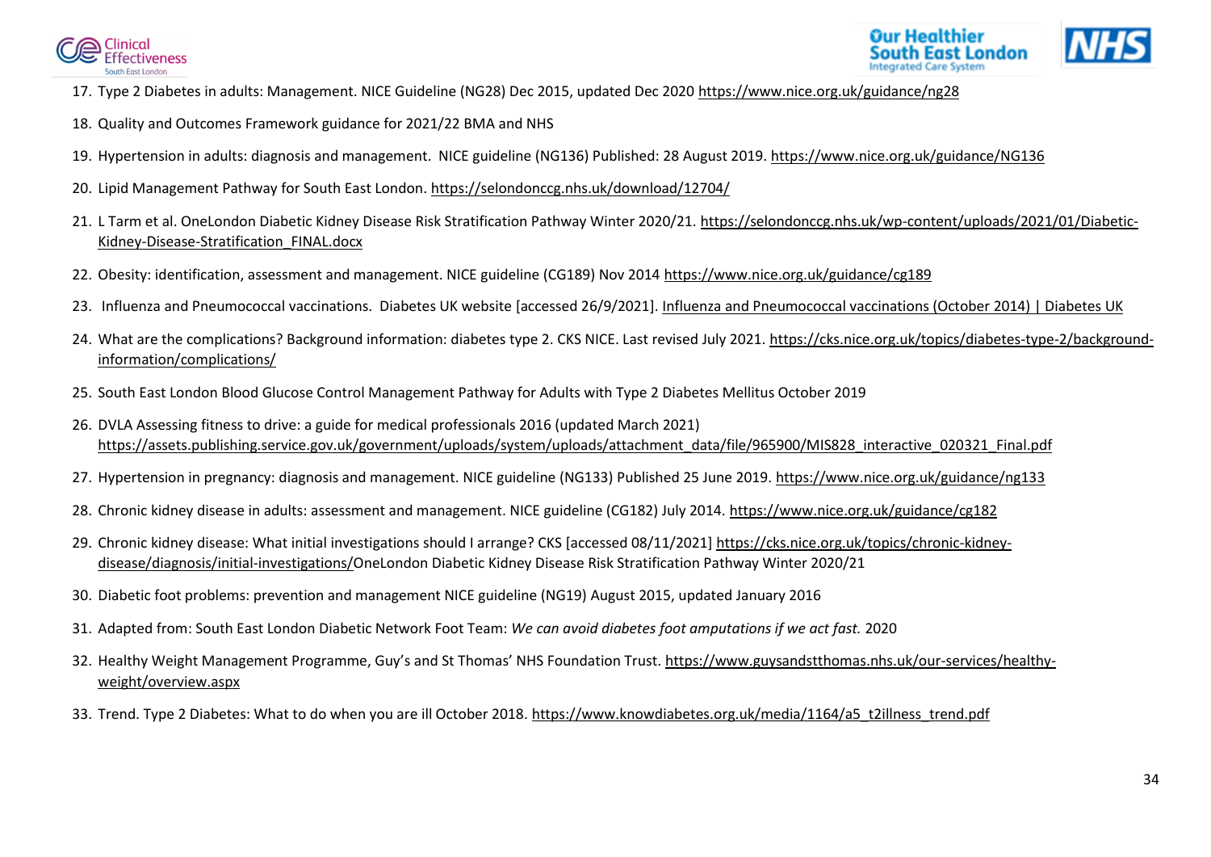17. Type 2 Diabetes in adults: Management. NICE Guideline (NG28) Dec 2015, updated Dec 2020 https://www.nice.org.uk/guidance/ng28
18. Quality and Outcomes Framework guidance for 2021/22 BMA and NHS
19. Hypertension in adults: diagnosis and management. NICE guideline (NG136) Published: 28 August 2019. https://www.nice.org.uk/guidance/NG136
20. Lipid Management Pathway for South East London. https://selondonccg.nhs.uk/download/12704/
21. L Tarm et al. OneLondon Diabetic Kidney Disease Risk Stratification Pathway Winter 2020/21. https://selondonccg.nhs.uk/wp-content/uploads/2021/01/Diabetic-Kidney-Disease-Stratification_FINAL.docx
22. Obesity: identification, assessment and management. NICE guideline (CG189) Nov 2014 https://www.nice.org.uk/guidance/cg189
23. Influenza and Pneumococcal vaccinations. Diabetes UK website [accessed 26/9/2021]. Influenza and Pneumococcal vaccinations (October 2014) | Diabetes UK
24. What are the complications? Background information: diabetes type 2. CKS NICE. Last revised July 2021. https://cks.nice.org.uk/topics/diabetes-type-2/background-information/complications/
25. South East London Blood Glucose Control Management Pathway for Adults with Type 2 Diabetes Mellitus October 2019
26. DVLA Assessing fitness to drive: a guide for medical professionals 2016 (updated March 2021) https://assets.publishing.service.gov.uk/government/uploads/system/uploads/attachment_data/file/965900/MIS828_interactive_020321_Final.pdf
27. Hypertension in pregnancy: diagnosis and management. NICE guideline (NG133) Published 25 June 2019. https://www.nice.org.uk/guidance/ng133
28. Chronic kidney disease in adults: assessment and management. NICE guideline (CG182) July 2014. https://www.nice.org.uk/guidance/cg182
29. Chronic kidney disease: What initial investigations should I arrange? CKS [accessed 08/11/2021] https://cks.nice.org.uk/topics/chronic-kidney-disease/diagnosis/initial-investigations/OneLondon Diabetic Kidney Disease Risk Stratification Pathway Winter 2020/21
30. Diabetic foot problems: prevention and management NICE guideline (NG19) August 2015, updated January 2016
31. Adapted from: South East London Diabetic Network Foot Team: *We can avoid diabetes foot amputations if we act fast.* 2020
32. Healthy Weight Management Programme, Guy's and St Thomas' NHS Foundation Trust. https://www.guysandstthomas.nhs.uk/our-services/healthy-weight/overview.aspx
33. Trend. Type 2 Diabetes: What to do when you are ill October 2018. https://www.knowdiabetes.org.uk/media/1164/a5_t2illness_trend.pdf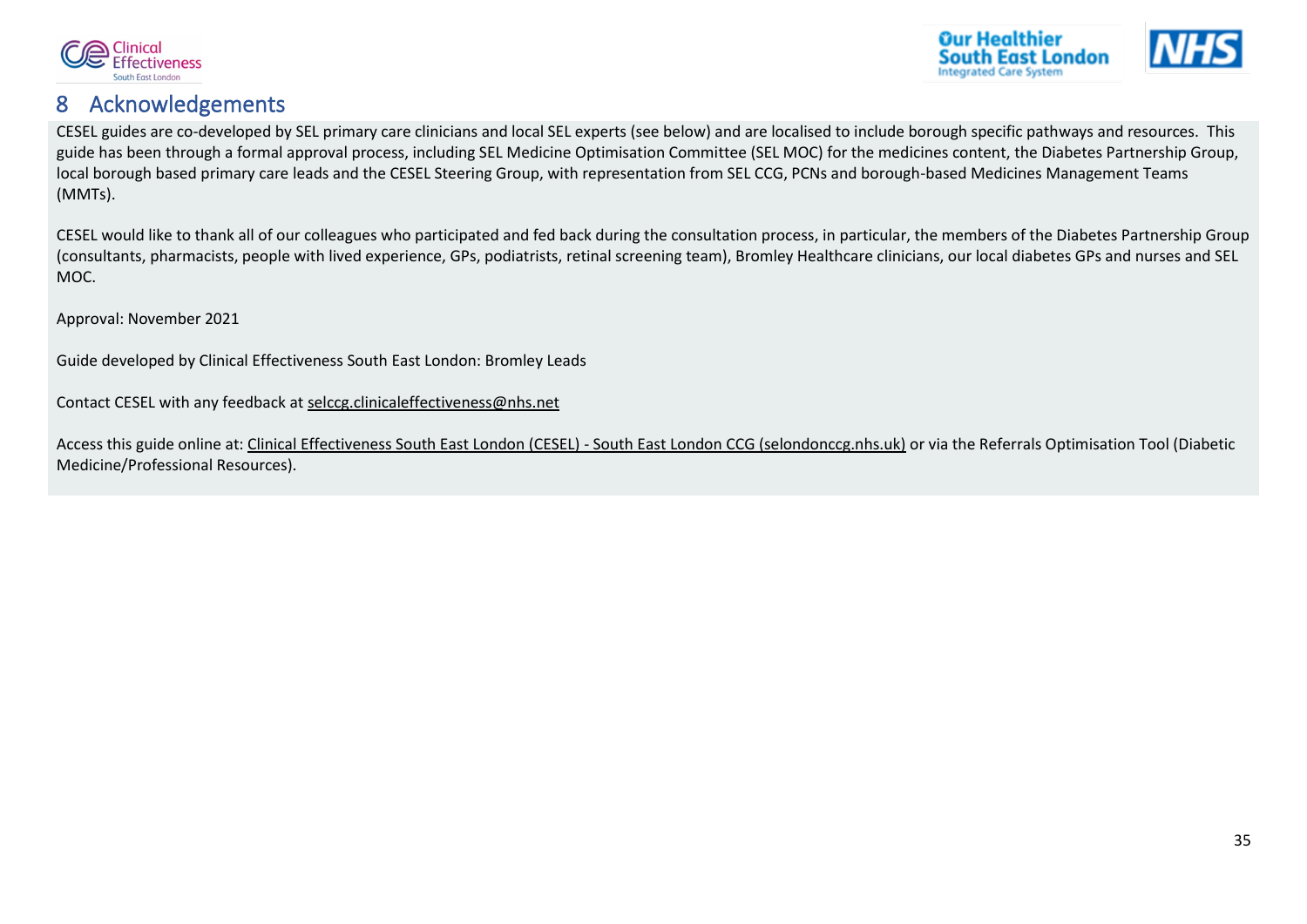## 8 Acknowledgements

CESEL guides are co-developed by SEL primary care clinicians and local SEL experts (see below) and are localised to include borough specific pathways and resources. This guide has been through a formal approval process, including SEL Medicine Optimisation Committee (SEL MOC) for the medicines content, the Diabetes Partnership Group, local borough based primary care leads and the CESEL Steering Group, with representation from SEL CCG, PCNs and borough-based Medicines Management Teams (MMTs).

CESEL would like to thank all of our colleagues who participated and fed back during the consultation process, in particular, the members of the Diabetes Partnership Group (consultants, pharmacists, people with lived experience, GPs, podiatrists, retinal screening team), Bromley Healthcare clinicians, our local diabetes GPs and nurses and SEL MOC.

Approval: November 2021

Guide developed by Clinical Effectiveness South East London: Bromley Leads

Contact CESEL with any feedback at selccg.clinicaleffectiveness@nhs.net

Access this guide online at: Clinical Effectiveness South East London (CESEL) - South East London CCG (selondonccg.nhs.uk) or via the Referrals Optimisation Tool (Diabetic Medicine/Professional Resources).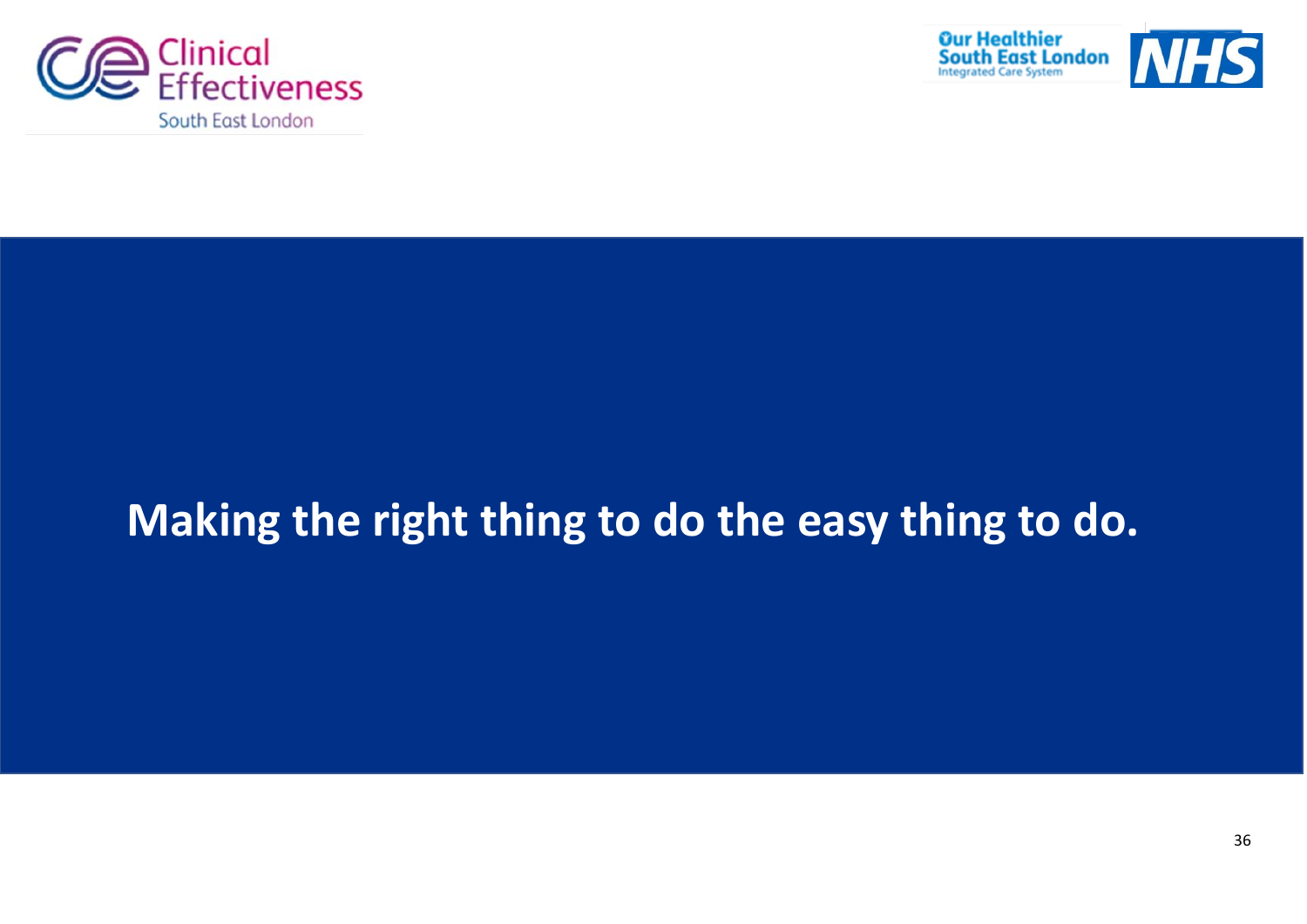**Making the right thing to do the easy thing to do.**